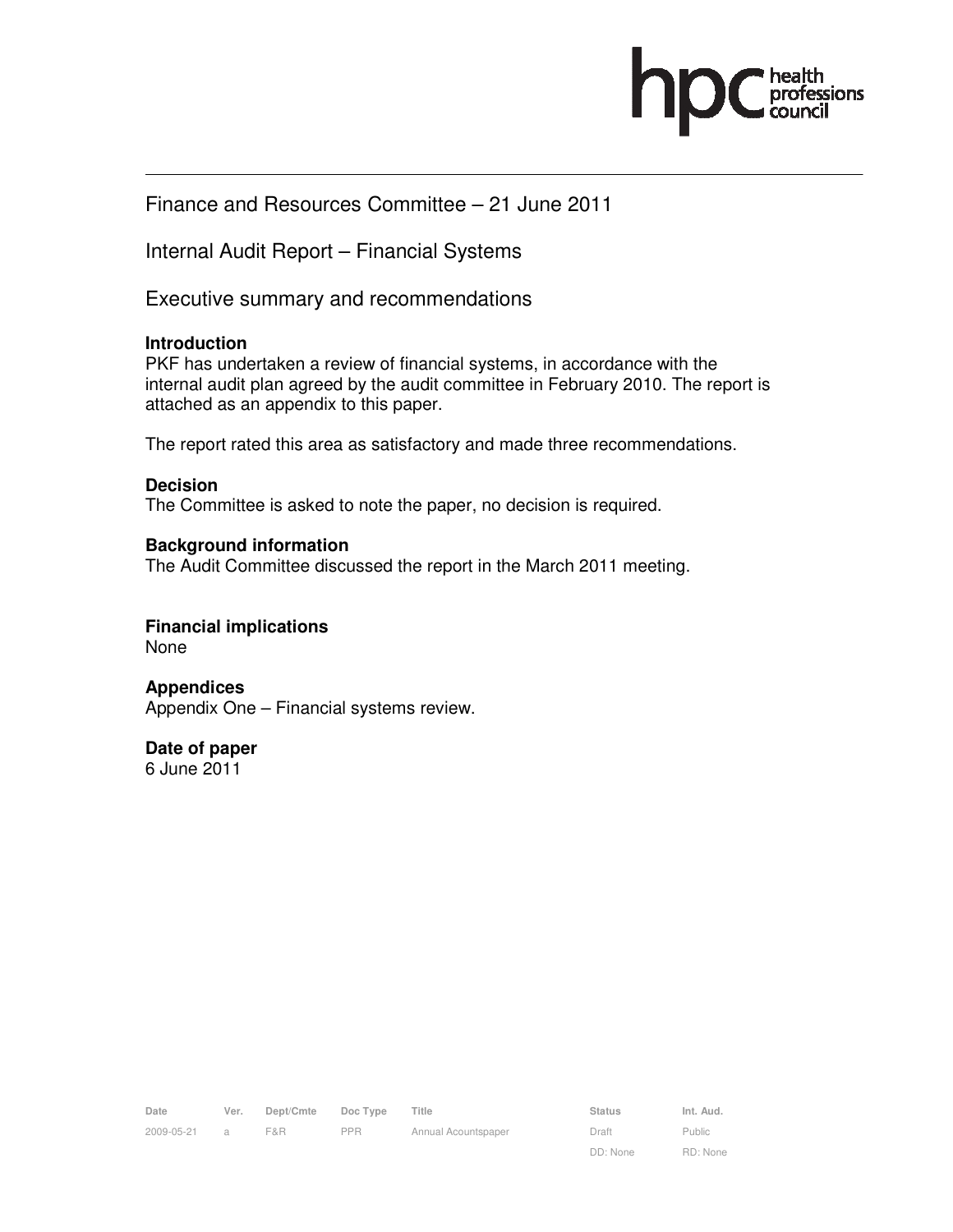Finance and Resources Committee – 21 June 2011

Internal Audit Report – Financial Systems

Executive summary and recommendations

**Introduction**

PKF has undertaken a review of financial systems, in accordance with the internal audit plan agreed by the audit committee in February 2010. The report is attached as an appendix to this paper.

The report rated this area as satisfactory and made three recommendations.

**Decision**

The Committee is asked to note the paper, no decision is required.

**Background information**

The Audit Committee discussed the report in the March 2011 meeting.

**Financial implications**

None

**Appendices**

Appendix One – Financial systems review.

**Date of paper**

6 June 2011

| Date | Ver. | Dept/Cmte | Doc Type | Title | Status | Int. Aud. |
|---|---|---|---|---|---|---|
| 2009-05-21 | a | F&R | PPR | Annual Acountspaper | Draft | Public |
| | | | | | DD: None | RD: None |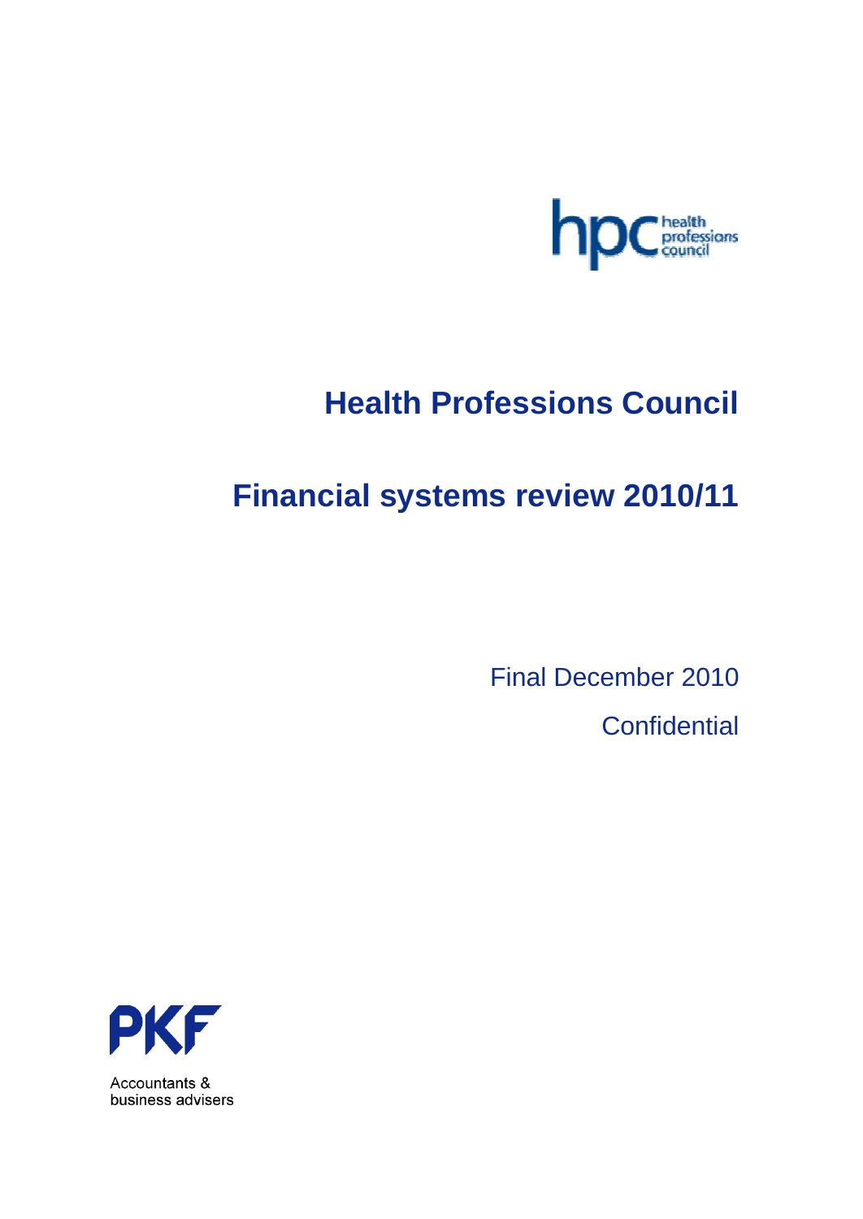# Health Professions Council

# Financial systems review 2010/11

Final December 2010

Confidential

PKF

Accountants & business advisers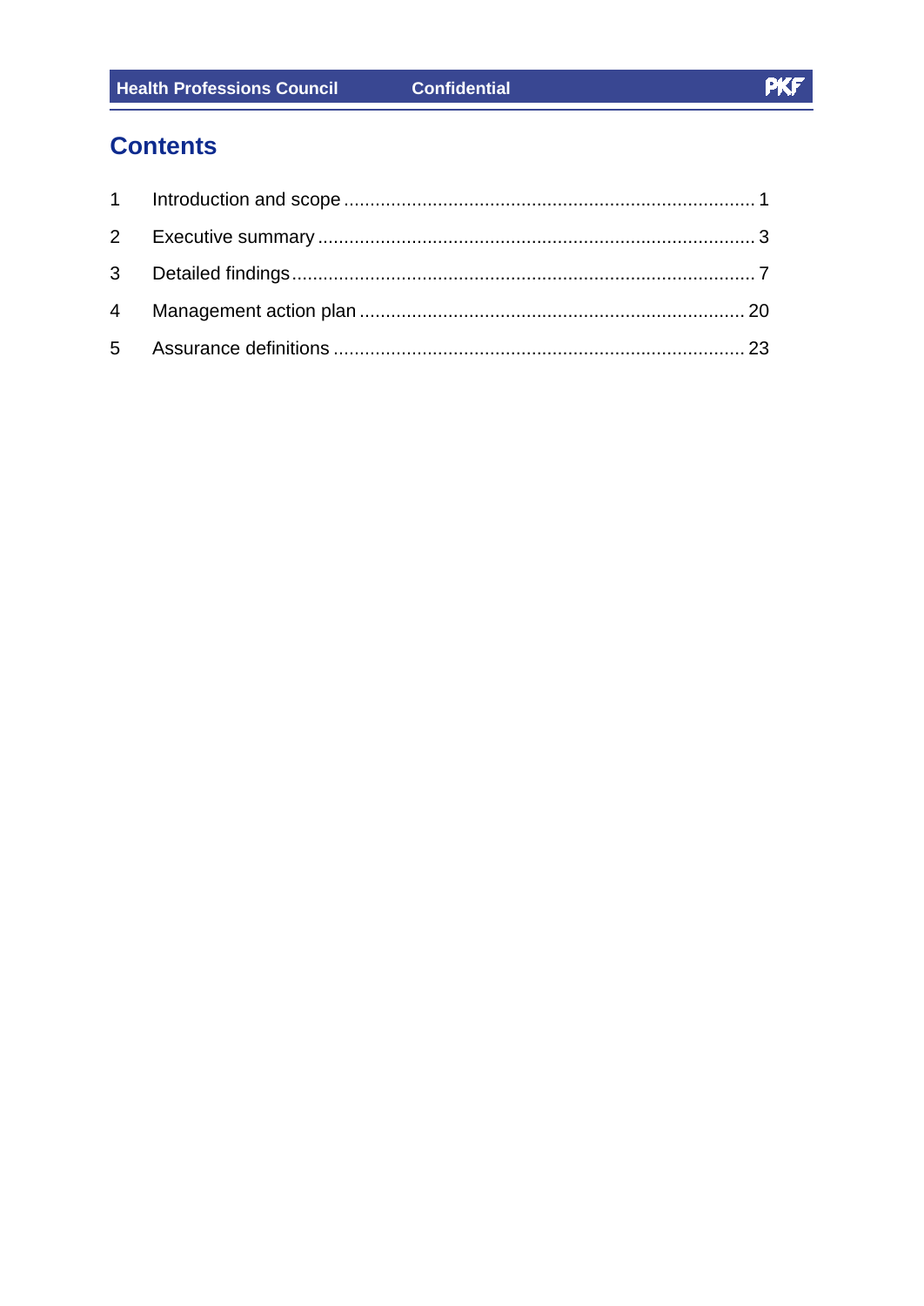# Contents

1 Introduction and scope ............................................................................ 1

2 Executive summary .................................................................................. 3

3 Detailed findings ....................................................................................... 7

4 Management action plan ........................................................................ 20

5 Assurance definitions ............................................................................. 23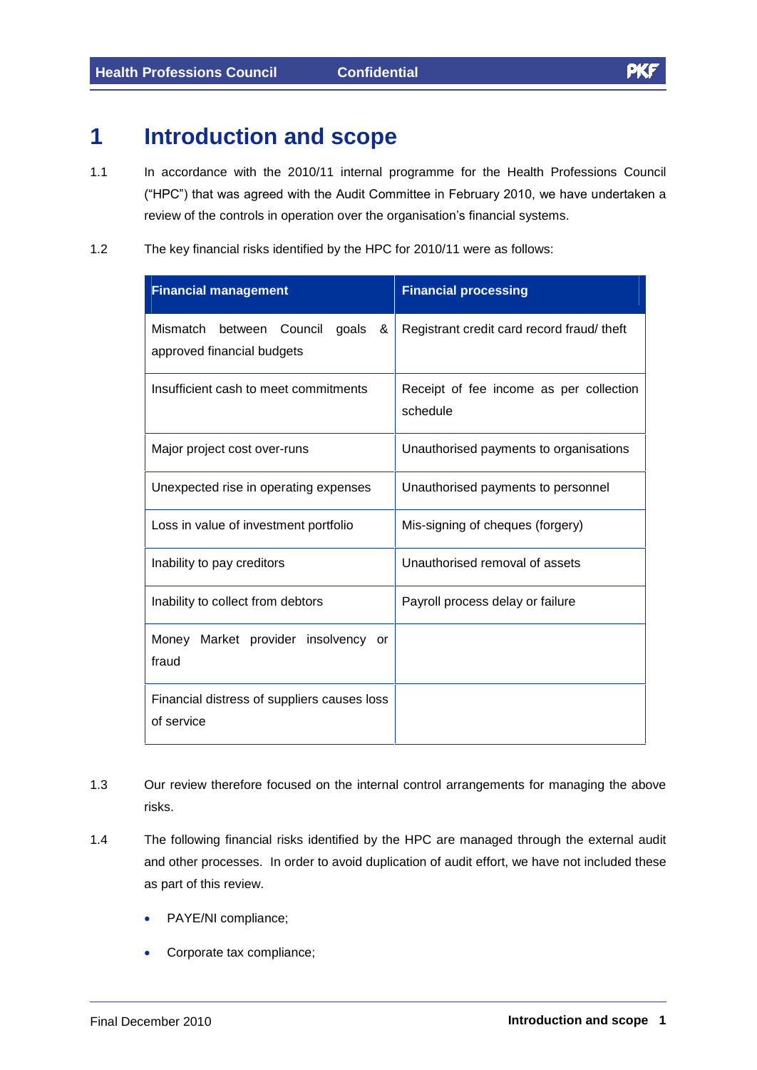# 1 Introduction and scope

1.1 In accordance with the 2010/11 internal programme for the Health Professions Council ("HPC") that was agreed with the Audit Committee in February 2010, we have undertaken a review of the controls in operation over the organisation's financial systems.

1.2 The key financial risks identified by the HPC for 2010/11 were as follows:

| Financial management | Financial processing |
|---|---|
| Mismatch between Council goals & approved financial budgets | Registrant credit card record fraud/ theft |
| Insufficient cash to meet commitments | Receipt of fee income as per collection schedule |
| Major project cost over-runs | Unauthorised payments to organisations |
| Unexpected rise in operating expenses | Unauthorised payments to personnel |
| Loss in value of investment portfolio | Mis-signing of cheques (forgery) |
| Inability to pay creditors | Unauthorised removal of assets |
| Inability to collect from debtors | Payroll process delay or failure |
| Money Market provider insolvency or fraud | |
| Financial distress of suppliers causes loss of service | |

1.3 Our review therefore focused on the internal control arrangements for managing the above risks.

1.4 The following financial risks identified by the HPC are managed through the external audit and other processes. In order to avoid duplication of audit effort, we have not included these as part of this review.

- PAYE/NI compliance;
- Corporate tax compliance;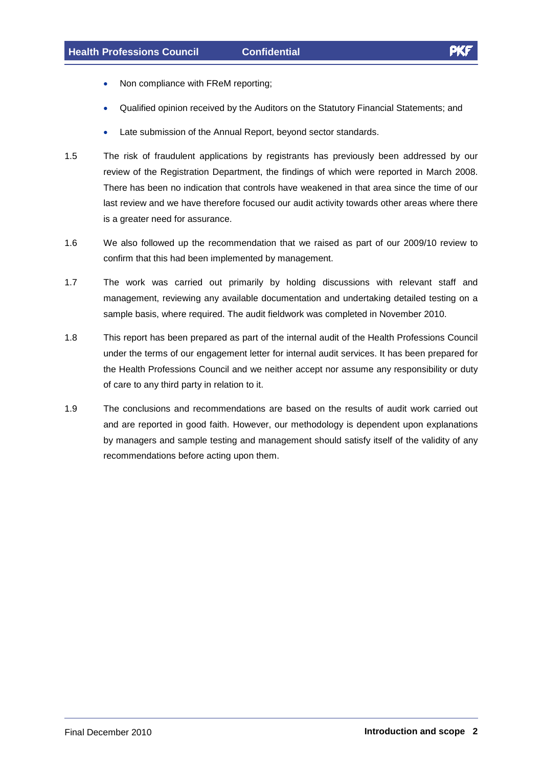- Non compliance with FReM reporting;
- Qualified opinion received by the Auditors on the Statutory Financial Statements; and
- Late submission of the Annual Report, beyond sector standards.

1.5 The risk of fraudulent applications by registrants has previously been addressed by our review of the Registration Department, the findings of which were reported in March 2008. There has been no indication that controls have weakened in that area since the time of our last review and we have therefore focused our audit activity towards other areas where there is a greater need for assurance.

1.6 We also followed up the recommendation that we raised as part of our 2009/10 review to confirm that this had been implemented by management.

1.7 The work was carried out primarily by holding discussions with relevant staff and management, reviewing any available documentation and undertaking detailed testing on a sample basis, where required. The audit fieldwork was completed in November 2010.

1.8 This report has been prepared as part of the internal audit of the Health Professions Council under the terms of our engagement letter for internal audit services. It has been prepared for the Health Professions Council and we neither accept nor assume any responsibility or duty of care to any third party in relation to it.

1.9 The conclusions and recommendations are based on the results of audit work carried out and are reported in good faith. However, our methodology is dependent upon explanations by managers and sample testing and management should satisfy itself of the validity of any recommendations before acting upon them.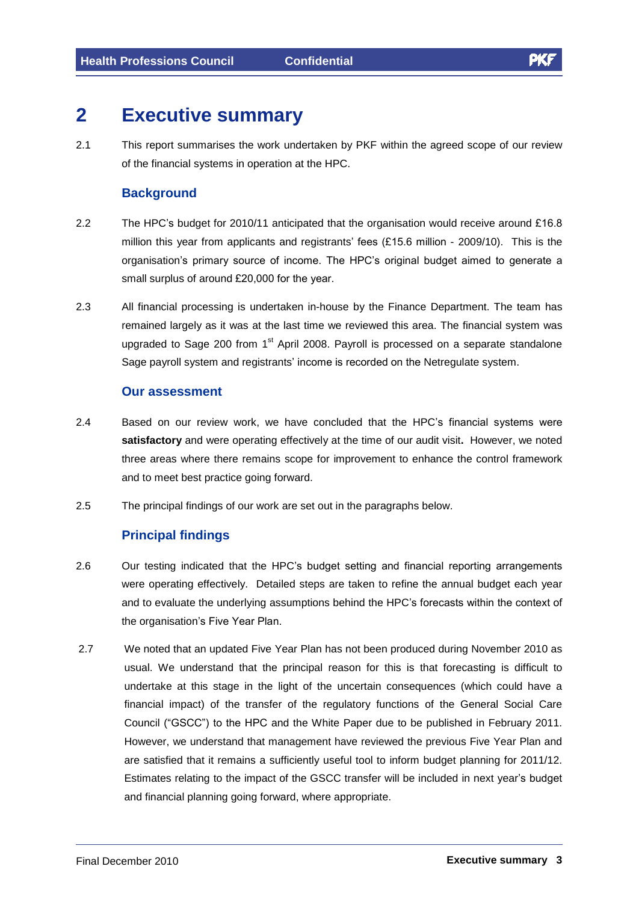# 2 Executive summary

2.1 This report summarises the work undertaken by PKF within the agreed scope of our review of the financial systems in operation at the HPC.

### Background

2.2 The HPC's budget for 2010/11 anticipated that the organisation would receive around £16.8 million this year from applicants and registrants' fees (£15.6 million - 2009/10). This is the organisation's primary source of income. The HPC's original budget aimed to generate a small surplus of around £20,000 for the year.

2.3 All financial processing is undertaken in-house by the Finance Department. The team has remained largely as it was at the last time we reviewed this area. The financial system was upgraded to Sage 200 from 1st April 2008. Payroll is processed on a separate standalone Sage payroll system and registrants' income is recorded on the Netregulate system.

### Our assessment

2.4 Based on our review work, we have concluded that the HPC's financial systems were **satisfactory** and were operating effectively at the time of our audit visit**.** However, we noted three areas where there remains scope for improvement to enhance the control framework and to meet best practice going forward.

2.5 The principal findings of our work are set out in the paragraphs below.

### Principal findings

2.6 Our testing indicated that the HPC's budget setting and financial reporting arrangements were operating effectively. Detailed steps are taken to refine the annual budget each year and to evaluate the underlying assumptions behind the HPC's forecasts within the context of the organisation's Five Year Plan.

2.7 We noted that an updated Five Year Plan has not been produced during November 2010 as usual. We understand that the principal reason for this is that forecasting is difficult to undertake at this stage in the light of the uncertain consequences (which could have a financial impact) of the transfer of the regulatory functions of the General Social Care Council ("GSCC") to the HPC and the White Paper due to be published in February 2011. However, we understand that management have reviewed the previous Five Year Plan and are satisfied that it remains a sufficiently useful tool to inform budget planning for 2011/12. Estimates relating to the impact of the GSCC transfer will be included in next year's budget and financial planning going forward, where appropriate.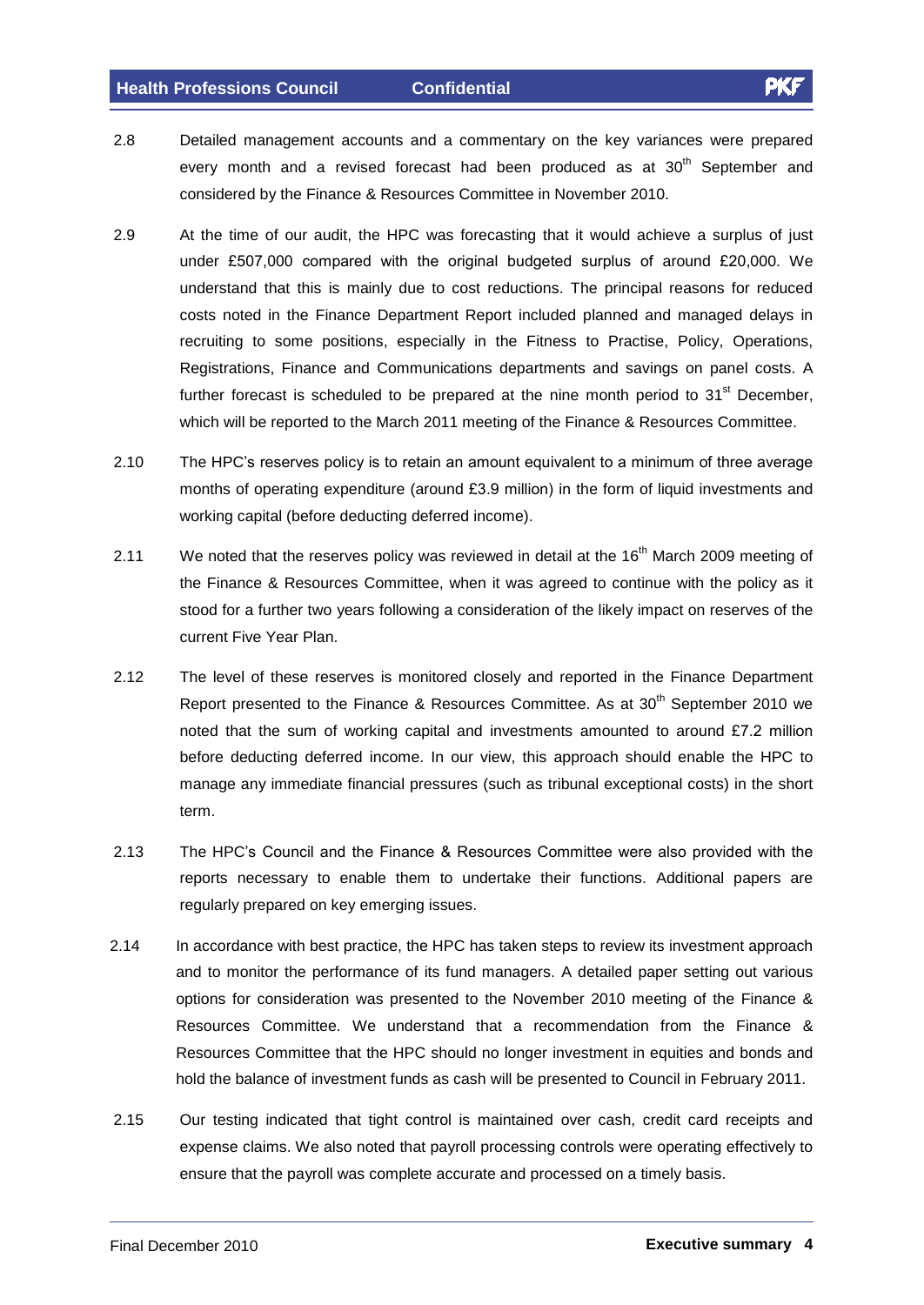2.8 Detailed management accounts and a commentary on the key variances were prepared every month and a revised forecast had been produced as at 30th September and considered by the Finance & Resources Committee in November 2010.

2.9 At the time of our audit, the HPC was forecasting that it would achieve a surplus of just under £507,000 compared with the original budgeted surplus of around £20,000. We understand that this is mainly due to cost reductions. The principal reasons for reduced costs noted in the Finance Department Report included planned and managed delays in recruiting to some positions, especially in the Fitness to Practise, Policy, Operations, Registrations, Finance and Communications departments and savings on panel costs. A further forecast is scheduled to be prepared at the nine month period to 31st December, which will be reported to the March 2011 meeting of the Finance & Resources Committee.

2.10 The HPC's reserves policy is to retain an amount equivalent to a minimum of three average months of operating expenditure (around £3.9 million) in the form of liquid investments and working capital (before deducting deferred income).

2.11 We noted that the reserves policy was reviewed in detail at the 16th March 2009 meeting of the Finance & Resources Committee, when it was agreed to continue with the policy as it stood for a further two years following a consideration of the likely impact on reserves of the current Five Year Plan.

2.12 The level of these reserves is monitored closely and reported in the Finance Department Report presented to the Finance & Resources Committee. As at 30th September 2010 we noted that the sum of working capital and investments amounted to around £7.2 million before deducting deferred income. In our view, this approach should enable the HPC to manage any immediate financial pressures (such as tribunal exceptional costs) in the short term.

2.13 The HPC's Council and the Finance & Resources Committee were also provided with the reports necessary to enable them to undertake their functions. Additional papers are regularly prepared on key emerging issues.

2.14 In accordance with best practice, the HPC has taken steps to review its investment approach and to monitor the performance of its fund managers. A detailed paper setting out various options for consideration was presented to the November 2010 meeting of the Finance & Resources Committee. We understand that a recommendation from the Finance & Resources Committee that the HPC should no longer investment in equities and bonds and hold the balance of investment funds as cash will be presented to Council in February 2011.

2.15 Our testing indicated that tight control is maintained over cash, credit card receipts and expense claims. We also noted that payroll processing controls were operating effectively to ensure that the payroll was complete accurate and processed on a timely basis.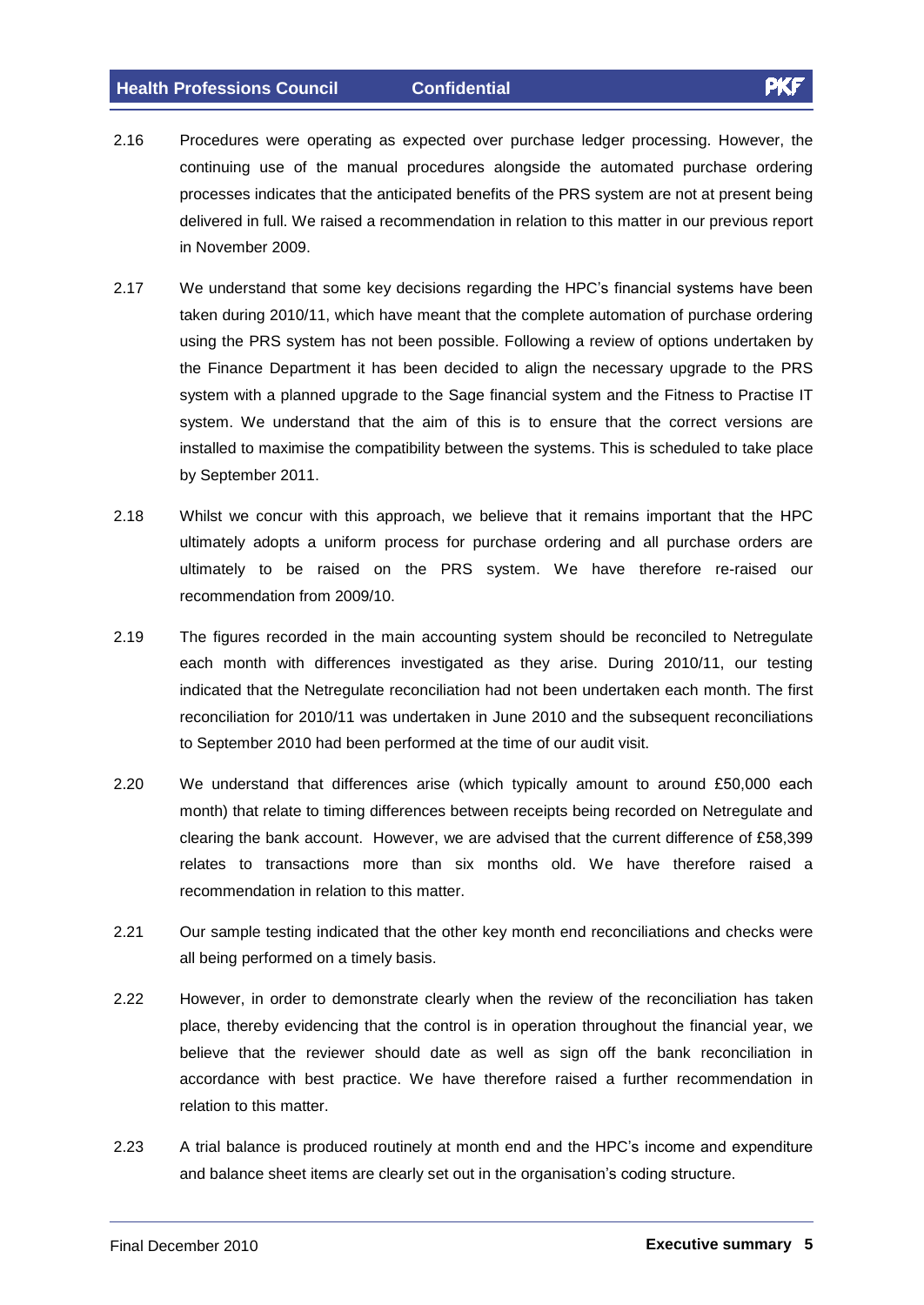2.16 Procedures were operating as expected over purchase ledger processing. However, the continuing use of the manual procedures alongside the automated purchase ordering processes indicates that the anticipated benefits of the PRS system are not at present being delivered in full. We raised a recommendation in relation to this matter in our previous report in November 2009.

2.17 We understand that some key decisions regarding the HPC's financial systems have been taken during 2010/11, which have meant that the complete automation of purchase ordering using the PRS system has not been possible. Following a review of options undertaken by the Finance Department it has been decided to align the necessary upgrade to the PRS system with a planned upgrade to the Sage financial system and the Fitness to Practise IT system. We understand that the aim of this is to ensure that the correct versions are installed to maximise the compatibility between the systems. This is scheduled to take place by September 2011.

2.18 Whilst we concur with this approach, we believe that it remains important that the HPC ultimately adopts a uniform process for purchase ordering and all purchase orders are ultimately to be raised on the PRS system. We have therefore re-raised our recommendation from 2009/10.

2.19 The figures recorded in the main accounting system should be reconciled to Netregulate each month with differences investigated as they arise. During 2010/11, our testing indicated that the Netregulate reconciliation had not been undertaken each month. The first reconciliation for 2010/11 was undertaken in June 2010 and the subsequent reconciliations to September 2010 had been performed at the time of our audit visit.

2.20 We understand that differences arise (which typically amount to around £50,000 each month) that relate to timing differences between receipts being recorded on Netregulate and clearing the bank account. However, we are advised that the current difference of £58,399 relates to transactions more than six months old. We have therefore raised a recommendation in relation to this matter.

2.21 Our sample testing indicated that the other key month end reconciliations and checks were all being performed on a timely basis.

2.22 However, in order to demonstrate clearly when the review of the reconciliation has taken place, thereby evidencing that the control is in operation throughout the financial year, we believe that the reviewer should date as well as sign off the bank reconciliation in accordance with best practice. We have therefore raised a further recommendation in relation to this matter.

2.23 A trial balance is produced routinely at month end and the HPC's income and expenditure and balance sheet items are clearly set out in the organisation's coding structure.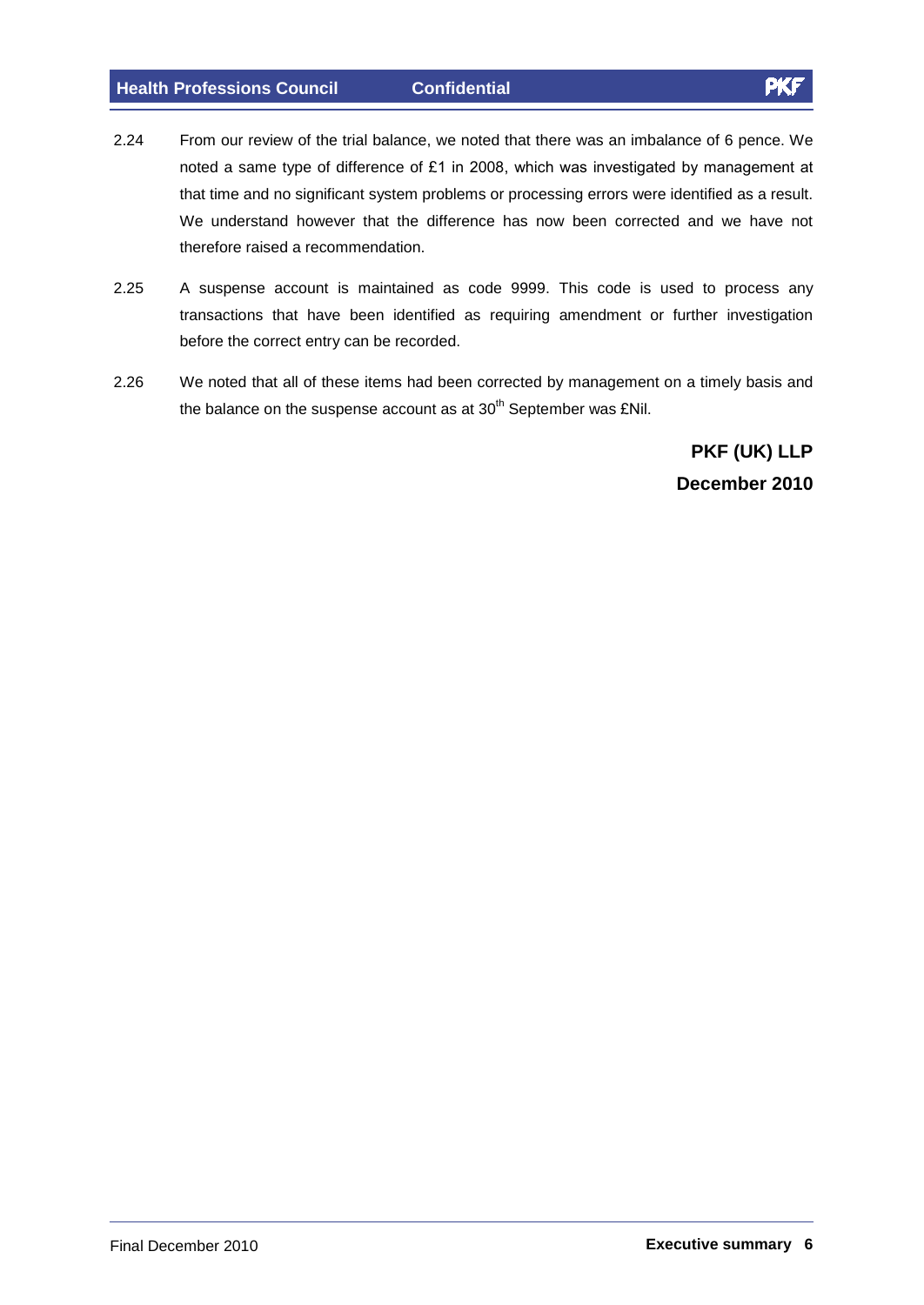2.24 From our review of the trial balance, we noted that there was an imbalance of 6 pence. We noted a same type of difference of £1 in 2008, which was investigated by management at that time and no significant system problems or processing errors were identified as a result. We understand however that the difference has now been corrected and we have not therefore raised a recommendation.

2.25 A suspense account is maintained as code 9999. This code is used to process any transactions that have been identified as requiring amendment or further investigation before the correct entry can be recorded.

2.26 We noted that all of these items had been corrected by management on a timely basis and the balance on the suspense account as at 30th September was £Nil.

**PKF (UK) LLP**
**December 2010**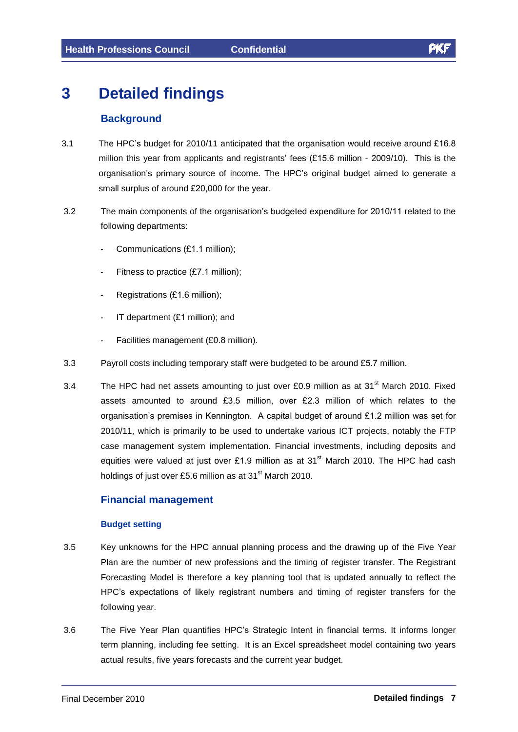# 3 Detailed findings

## Background

3.1 The HPC's budget for 2010/11 anticipated that the organisation would receive around £16.8 million this year from applicants and registrants' fees (£15.6 million - 2009/10). This is the organisation's primary source of income. The HPC's original budget aimed to generate a small surplus of around £20,000 for the year.

3.2 The main components of the organisation's budgeted expenditure for 2010/11 related to the following departments:

- Communications (£1.1 million);
- Fitness to practice (£7.1 million);
- Registrations (£1.6 million);
- IT department (£1 million); and
- Facilities management (£0.8 million).

3.3 Payroll costs including temporary staff were budgeted to be around £5.7 million.

3.4 The HPC had net assets amounting to just over £0.9 million as at 31st March 2010. Fixed assets amounted to around £3.5 million, over £2.3 million of which relates to the organisation's premises in Kennington. A capital budget of around £1.2 million was set for 2010/11, which is primarily to be used to undertake various ICT projects, notably the FTP case management system implementation. Financial investments, including deposits and equities were valued at just over £1.9 million as at 31st March 2010. The HPC had cash holdings of just over £5.6 million as at 31st March 2010.

## Financial management

### Budget setting

3.5 Key unknowns for the HPC annual planning process and the drawing up of the Five Year Plan are the number of new professions and the timing of register transfer. The Registrant Forecasting Model is therefore a key planning tool that is updated annually to reflect the HPC's expectations of likely registrant numbers and timing of register transfers for the following year.

3.6 The Five Year Plan quantifies HPC's Strategic Intent in financial terms. It informs longer term planning, including fee setting. It is an Excel spreadsheet model containing two years actual results, five years forecasts and the current year budget.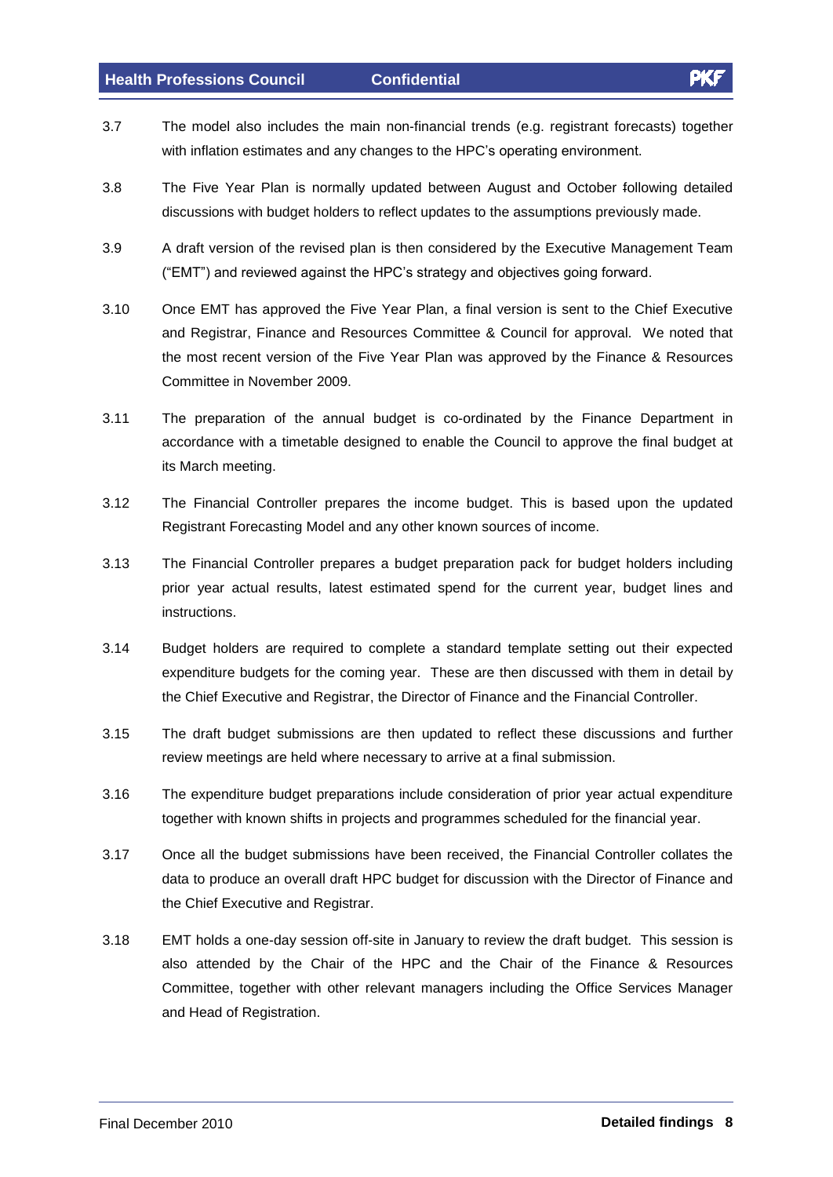3.7 The model also includes the main non-financial trends (e.g. registrant forecasts) together with inflation estimates and any changes to the HPC's operating environment.

3.8 The Five Year Plan is normally updated between August and October following detailed discussions with budget holders to reflect updates to the assumptions previously made.

3.9 A draft version of the revised plan is then considered by the Executive Management Team ("EMT") and reviewed against the HPC's strategy and objectives going forward.

3.10 Once EMT has approved the Five Year Plan, a final version is sent to the Chief Executive and Registrar, Finance and Resources Committee & Council for approval. We noted that the most recent version of the Five Year Plan was approved by the Finance & Resources Committee in November 2009.

3.11 The preparation of the annual budget is co-ordinated by the Finance Department in accordance with a timetable designed to enable the Council to approve the final budget at its March meeting.

3.12 The Financial Controller prepares the income budget. This is based upon the updated Registrant Forecasting Model and any other known sources of income.

3.13 The Financial Controller prepares a budget preparation pack for budget holders including prior year actual results, latest estimated spend for the current year, budget lines and instructions.

3.14 Budget holders are required to complete a standard template setting out their expected expenditure budgets for the coming year. These are then discussed with them in detail by the Chief Executive and Registrar, the Director of Finance and the Financial Controller.

3.15 The draft budget submissions are then updated to reflect these discussions and further review meetings are held where necessary to arrive at a final submission.

3.16 The expenditure budget preparations include consideration of prior year actual expenditure together with known shifts in projects and programmes scheduled for the financial year.

3.17 Once all the budget submissions have been received, the Financial Controller collates the data to produce an overall draft HPC budget for discussion with the Director of Finance and the Chief Executive and Registrar.

3.18 EMT holds a one-day session off-site in January to review the draft budget. This session is also attended by the Chair of the HPC and the Chair of the Finance & Resources Committee, together with other relevant managers including the Office Services Manager and Head of Registration.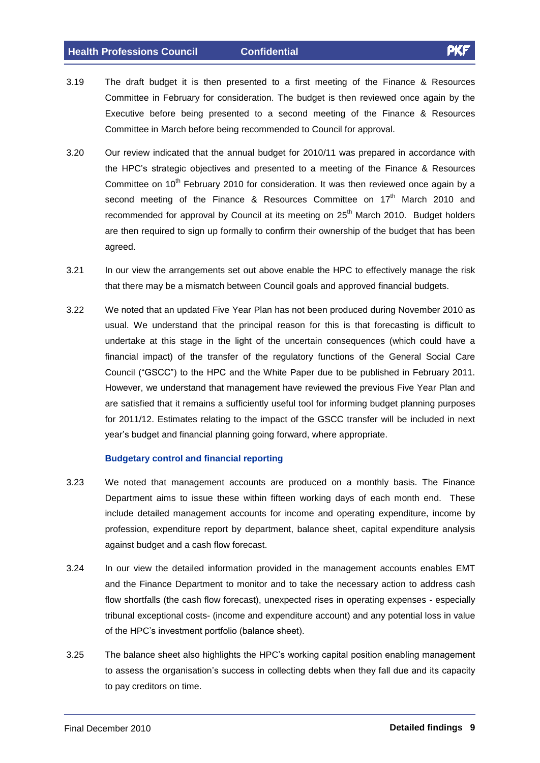3.19 The draft budget it is then presented to a first meeting of the Finance & Resources Committee in February for consideration. The budget is then reviewed once again by the Executive before being presented to a second meeting of the Finance & Resources Committee in March before being recommended to Council for approval.

3.20 Our review indicated that the annual budget for 2010/11 was prepared in accordance with the HPC's strategic objectives and presented to a meeting of the Finance & Resources Committee on 10th February 2010 for consideration. It was then reviewed once again by a second meeting of the Finance & Resources Committee on 17th March 2010 and recommended for approval by Council at its meeting on 25th March 2010. Budget holders are then required to sign up formally to confirm their ownership of the budget that has been agreed.

3.21 In our view the arrangements set out above enable the HPC to effectively manage the risk that there may be a mismatch between Council goals and approved financial budgets.

3.22 We noted that an updated Five Year Plan has not been produced during November 2010 as usual. We understand that the principal reason for this is that forecasting is difficult to undertake at this stage in the light of the uncertain consequences (which could have a financial impact) of the transfer of the regulatory functions of the General Social Care Council ("GSCC") to the HPC and the White Paper due to be published in February 2011. However, we understand that management have reviewed the previous Five Year Plan and are satisfied that it remains a sufficiently useful tool for informing budget planning purposes for 2011/12. Estimates relating to the impact of the GSCC transfer will be included in next year's budget and financial planning going forward, where appropriate.

### Budgetary control and financial reporting

3.23 We noted that management accounts are produced on a monthly basis. The Finance Department aims to issue these within fifteen working days of each month end. These include detailed management accounts for income and operating expenditure, income by profession, expenditure report by department, balance sheet, capital expenditure analysis against budget and a cash flow forecast.

3.24 In our view the detailed information provided in the management accounts enables EMT and the Finance Department to monitor and to take the necessary action to address cash flow shortfalls (the cash flow forecast), unexpected rises in operating expenses - especially tribunal exceptional costs- (income and expenditure account) and any potential loss in value of the HPC's investment portfolio (balance sheet).

3.25 The balance sheet also highlights the HPC's working capital position enabling management to assess the organisation's success in collecting debts when they fall due and its capacity to pay creditors on time.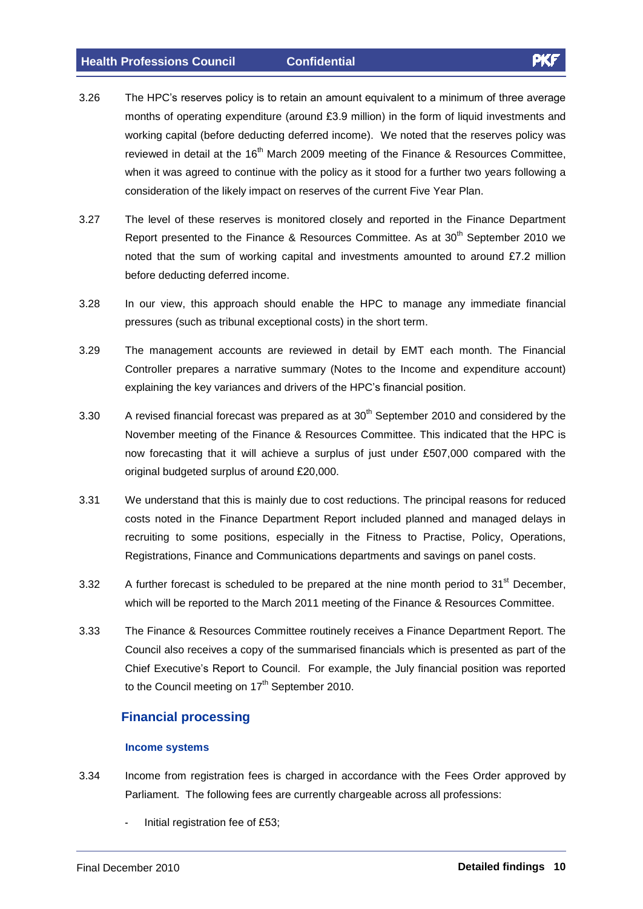3.26 The HPC's reserves policy is to retain an amount equivalent to a minimum of three average months of operating expenditure (around £3.9 million) in the form of liquid investments and working capital (before deducting deferred income). We noted that the reserves policy was reviewed in detail at the 16th March 2009 meeting of the Finance & Resources Committee, when it was agreed to continue with the policy as it stood for a further two years following a consideration of the likely impact on reserves of the current Five Year Plan.

3.27 The level of these reserves is monitored closely and reported in the Finance Department Report presented to the Finance & Resources Committee. As at 30th September 2010 we noted that the sum of working capital and investments amounted to around £7.2 million before deducting deferred income.

3.28 In our view, this approach should enable the HPC to manage any immediate financial pressures (such as tribunal exceptional costs) in the short term.

3.29 The management accounts are reviewed in detail by EMT each month. The Financial Controller prepares a narrative summary (Notes to the Income and expenditure account) explaining the key variances and drivers of the HPC's financial position.

3.30 A revised financial forecast was prepared as at 30th September 2010 and considered by the November meeting of the Finance & Resources Committee. This indicated that the HPC is now forecasting that it will achieve a surplus of just under £507,000 compared with the original budgeted surplus of around £20,000.

3.31 We understand that this is mainly due to cost reductions. The principal reasons for reduced costs noted in the Finance Department Report included planned and managed delays in recruiting to some positions, especially in the Fitness to Practise, Policy, Operations, Registrations, Finance and Communications departments and savings on panel costs.

3.32 A further forecast is scheduled to be prepared at the nine month period to 31st December, which will be reported to the March 2011 meeting of the Finance & Resources Committee.

3.33 The Finance & Resources Committee routinely receives a Finance Department Report. The Council also receives a copy of the summarised financials which is presented as part of the Chief Executive's Report to Council. For example, the July financial position was reported to the Council meeting on 17th September 2010.

## Financial processing

### Income systems

3.34 Income from registration fees is charged in accordance with the Fees Order approved by Parliament. The following fees are currently chargeable across all professions:

- Initial registration fee of £53;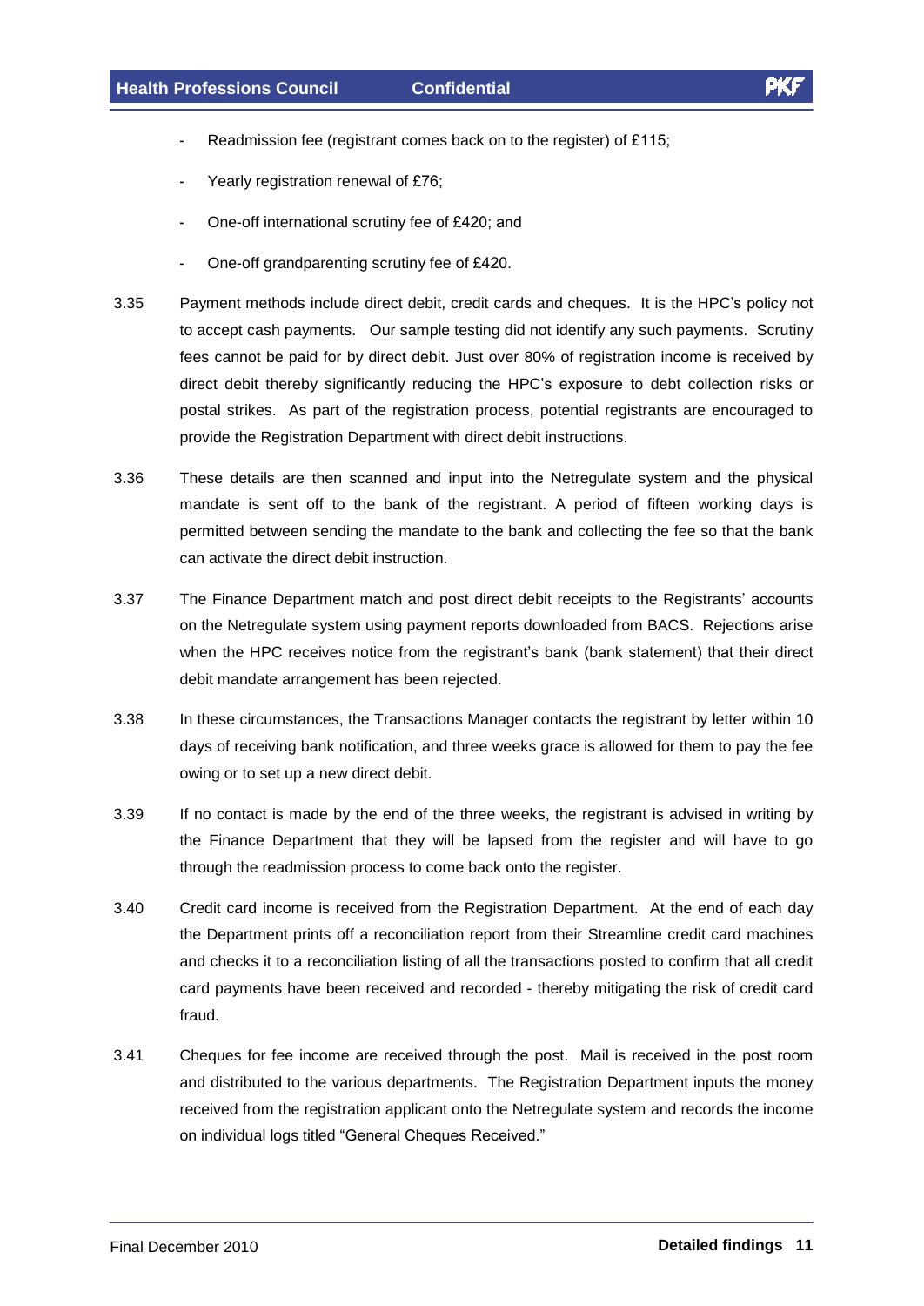- Readmission fee (registrant comes back on to the register) of £115;
- Yearly registration renewal of £76;
- One-off international scrutiny fee of £420; and
- One-off grandparenting scrutiny fee of £420.

3.35 Payment methods include direct debit, credit cards and cheques. It is the HPC's policy not to accept cash payments. Our sample testing did not identify any such payments. Scrutiny fees cannot be paid for by direct debit. Just over 80% of registration income is received by direct debit thereby significantly reducing the HPC's exposure to debt collection risks or postal strikes. As part of the registration process, potential registrants are encouraged to provide the Registration Department with direct debit instructions.

3.36 These details are then scanned and input into the Netregulate system and the physical mandate is sent off to the bank of the registrant. A period of fifteen working days is permitted between sending the mandate to the bank and collecting the fee so that the bank can activate the direct debit instruction.

3.37 The Finance Department match and post direct debit receipts to the Registrants' accounts on the Netregulate system using payment reports downloaded from BACS. Rejections arise when the HPC receives notice from the registrant's bank (bank statement) that their direct debit mandate arrangement has been rejected.

3.38 In these circumstances, the Transactions Manager contacts the registrant by letter within 10 days of receiving bank notification, and three weeks grace is allowed for them to pay the fee owing or to set up a new direct debit.

3.39 If no contact is made by the end of the three weeks, the registrant is advised in writing by the Finance Department that they will be lapsed from the register and will have to go through the readmission process to come back onto the register.

3.40 Credit card income is received from the Registration Department. At the end of each day the Department prints off a reconciliation report from their Streamline credit card machines and checks it to a reconciliation listing of all the transactions posted to confirm that all credit card payments have been received and recorded - thereby mitigating the risk of credit card fraud.

3.41 Cheques for fee income are received through the post. Mail is received in the post room and distributed to the various departments. The Registration Department inputs the money received from the registration applicant onto the Netregulate system and records the income on individual logs titled "General Cheques Received."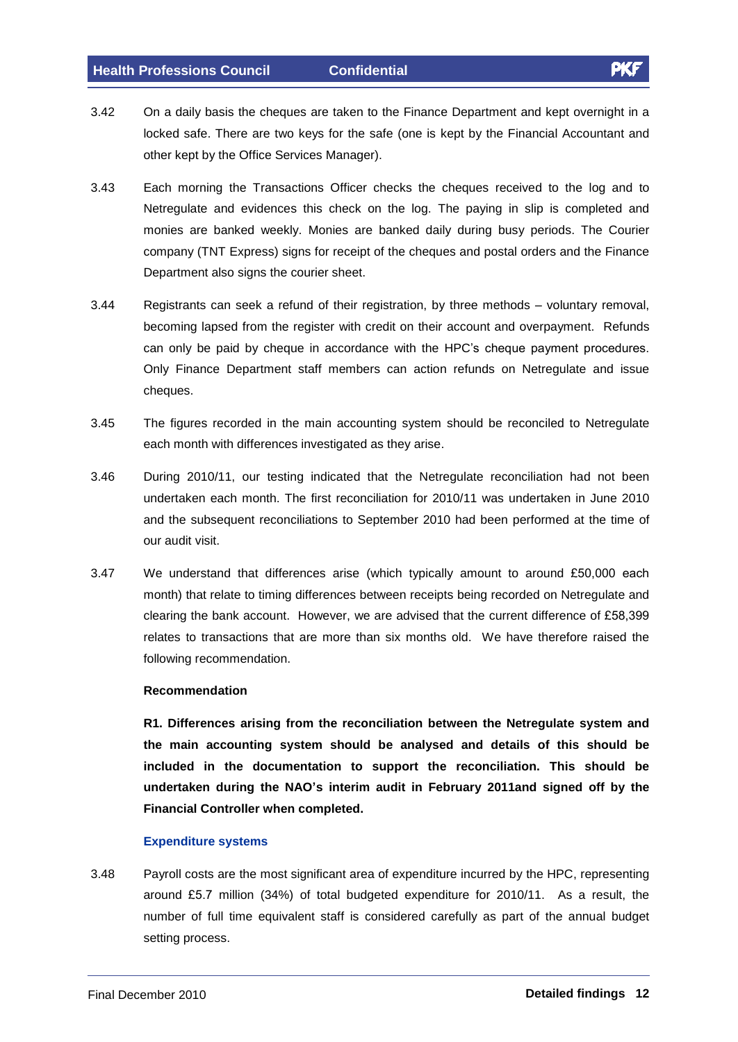3.42 On a daily basis the cheques are taken to the Finance Department and kept overnight in a locked safe. There are two keys for the safe (one is kept by the Financial Accountant and other kept by the Office Services Manager).

3.43 Each morning the Transactions Officer checks the cheques received to the log and to Netregulate and evidences this check on the log. The paying in slip is completed and monies are banked weekly. Monies are banked daily during busy periods. The Courier company (TNT Express) signs for receipt of the cheques and postal orders and the Finance Department also signs the courier sheet.

3.44 Registrants can seek a refund of their registration, by three methods – voluntary removal, becoming lapsed from the register with credit on their account and overpayment. Refunds can only be paid by cheque in accordance with the HPC's cheque payment procedures. Only Finance Department staff members can action refunds on Netregulate and issue cheques.

3.45 The figures recorded in the main accounting system should be reconciled to Netregulate each month with differences investigated as they arise.

3.46 During 2010/11, our testing indicated that the Netregulate reconciliation had not been undertaken each month. The first reconciliation for 2010/11 was undertaken in June 2010 and the subsequent reconciliations to September 2010 had been performed at the time of our audit visit.

3.47 We understand that differences arise (which typically amount to around £50,000 each month) that relate to timing differences between receipts being recorded on Netregulate and clearing the bank account. However, we are advised that the current difference of £58,399 relates to transactions that are more than six months old. We have therefore raised the following recommendation.

**Recommendation**

**R1. Differences arising from the reconciliation between the Netregulate system and the main accounting system should be analysed and details of this should be included in the documentation to support the reconciliation. This should be undertaken during the NAO's interim audit in February 2011and signed off by the Financial Controller when completed.**

### Expenditure systems

3.48 Payroll costs are the most significant area of expenditure incurred by the HPC, representing around £5.7 million (34%) of total budgeted expenditure for 2010/11. As a result, the number of full time equivalent staff is considered carefully as part of the annual budget setting process.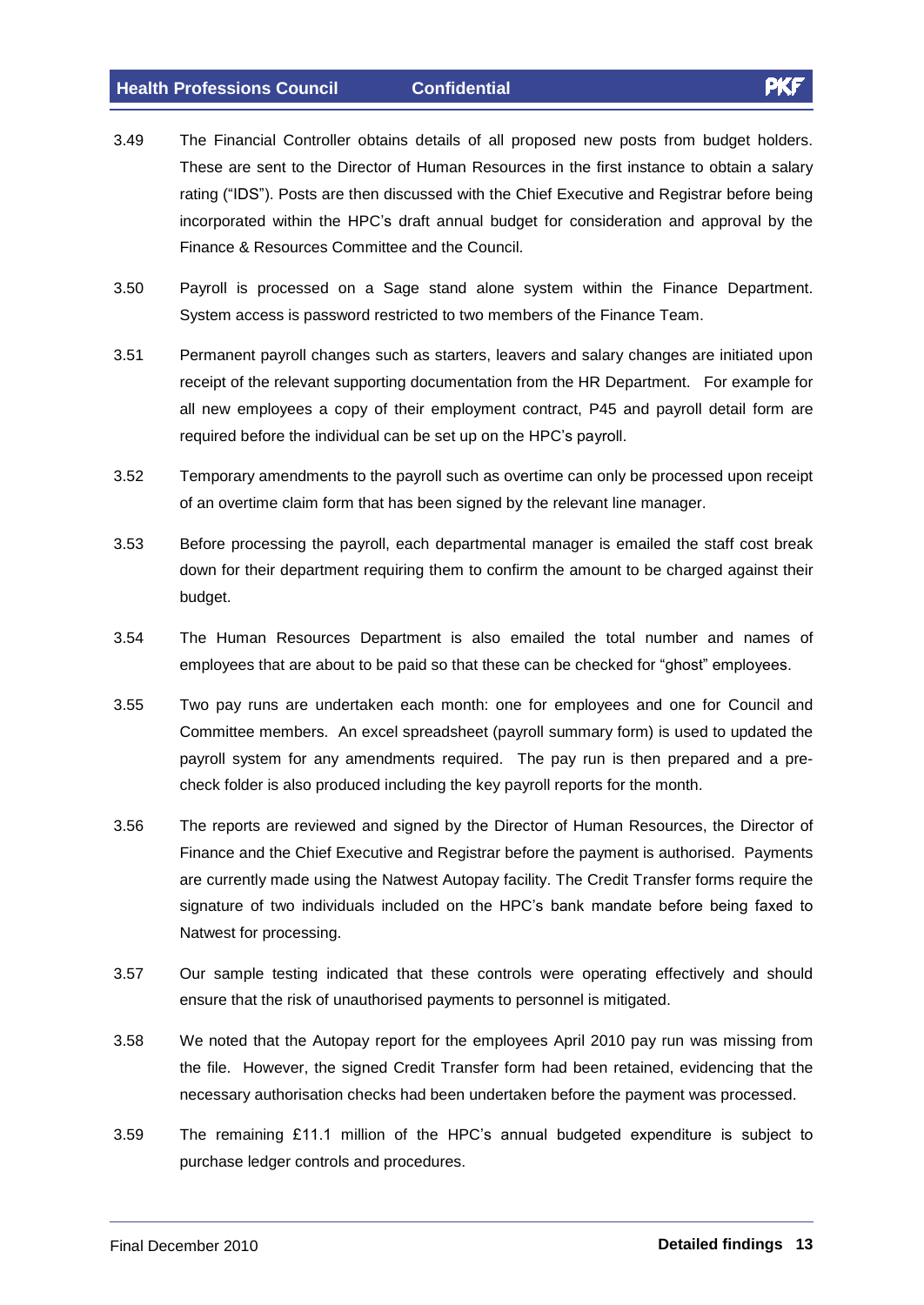3.49 The Financial Controller obtains details of all proposed new posts from budget holders. These are sent to the Director of Human Resources in the first instance to obtain a salary rating ("IDS"). Posts are then discussed with the Chief Executive and Registrar before being incorporated within the HPC's draft annual budget for consideration and approval by the Finance & Resources Committee and the Council.

3.50 Payroll is processed on a Sage stand alone system within the Finance Department. System access is password restricted to two members of the Finance Team.

3.51 Permanent payroll changes such as starters, leavers and salary changes are initiated upon receipt of the relevant supporting documentation from the HR Department. For example for all new employees a copy of their employment contract, P45 and payroll detail form are required before the individual can be set up on the HPC's payroll.

3.52 Temporary amendments to the payroll such as overtime can only be processed upon receipt of an overtime claim form that has been signed by the relevant line manager.

3.53 Before processing the payroll, each departmental manager is emailed the staff cost break down for their department requiring them to confirm the amount to be charged against their budget.

3.54 The Human Resources Department is also emailed the total number and names of employees that are about to be paid so that these can be checked for "ghost" employees.

3.55 Two pay runs are undertaken each month: one for employees and one for Council and Committee members. An excel spreadsheet (payroll summary form) is used to updated the payroll system for any amendments required. The pay run is then prepared and a pre-check folder is also produced including the key payroll reports for the month.

3.56 The reports are reviewed and signed by the Director of Human Resources, the Director of Finance and the Chief Executive and Registrar before the payment is authorised. Payments are currently made using the Natwest Autopay facility. The Credit Transfer forms require the signature of two individuals included on the HPC's bank mandate before being faxed to Natwest for processing.

3.57 Our sample testing indicated that these controls were operating effectively and should ensure that the risk of unauthorised payments to personnel is mitigated.

3.58 We noted that the Autopay report for the employees April 2010 pay run was missing from the file. However, the signed Credit Transfer form had been retained, evidencing that the necessary authorisation checks had been undertaken before the payment was processed.

3.59 The remaining £11.1 million of the HPC's annual budgeted expenditure is subject to purchase ledger controls and procedures.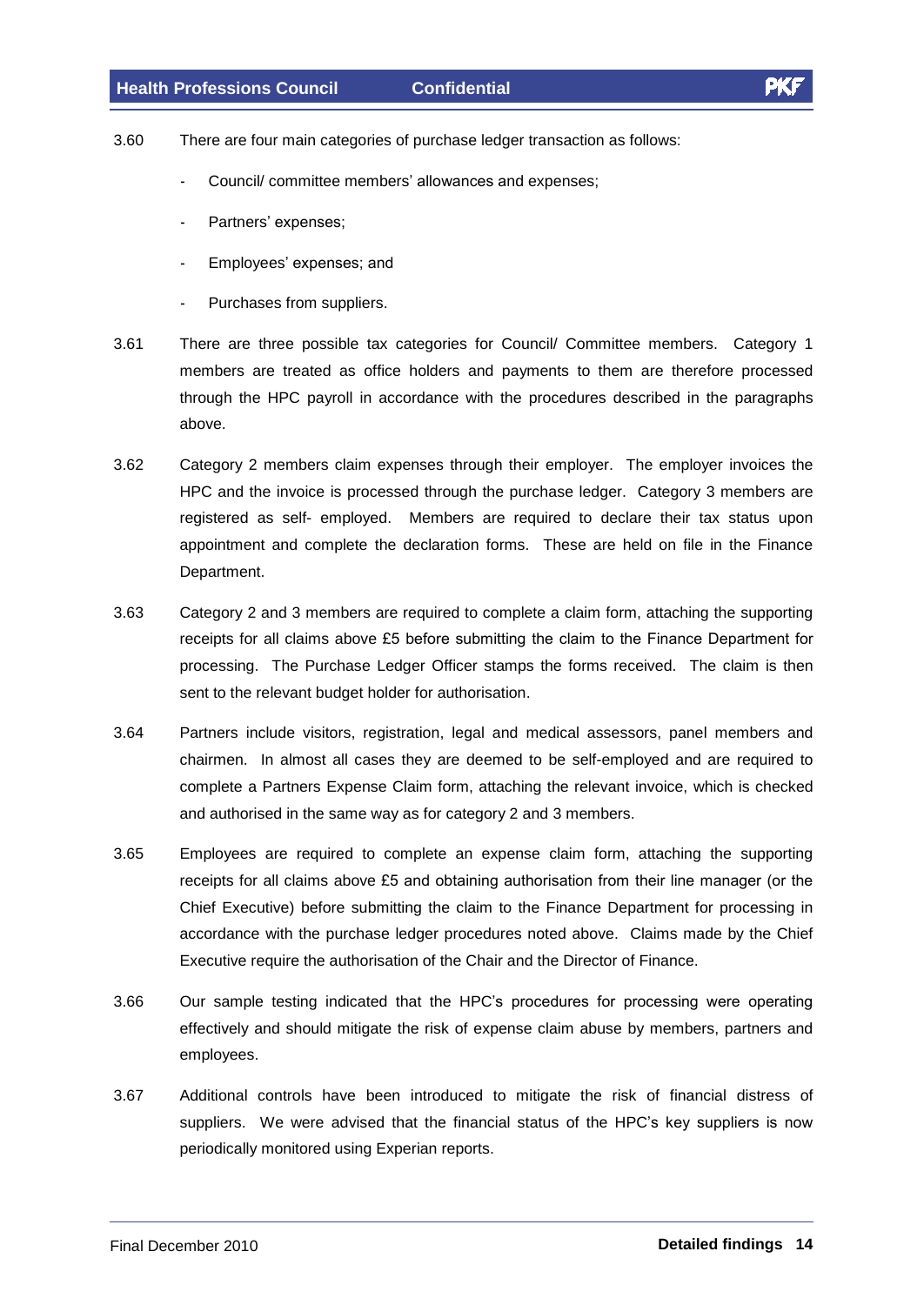3.60 There are four main categories of purchase ledger transaction as follows:

- Council/ committee members' allowances and expenses;
- Partners' expenses;
- Employees' expenses; and
- Purchases from suppliers.

3.61 There are three possible tax categories for Council/ Committee members. Category 1 members are treated as office holders and payments to them are therefore processed through the HPC payroll in accordance with the procedures described in the paragraphs above.

3.62 Category 2 members claim expenses through their employer. The employer invoices the HPC and the invoice is processed through the purchase ledger. Category 3 members are registered as self- employed. Members are required to declare their tax status upon appointment and complete the declaration forms. These are held on file in the Finance Department.

3.63 Category 2 and 3 members are required to complete a claim form, attaching the supporting receipts for all claims above £5 before submitting the claim to the Finance Department for processing. The Purchase Ledger Officer stamps the forms received. The claim is then sent to the relevant budget holder for authorisation.

3.64 Partners include visitors, registration, legal and medical assessors, panel members and chairmen. In almost all cases they are deemed to be self-employed and are required to complete a Partners Expense Claim form, attaching the relevant invoice, which is checked and authorised in the same way as for category 2 and 3 members.

3.65 Employees are required to complete an expense claim form, attaching the supporting receipts for all claims above £5 and obtaining authorisation from their line manager (or the Chief Executive) before submitting the claim to the Finance Department for processing in accordance with the purchase ledger procedures noted above. Claims made by the Chief Executive require the authorisation of the Chair and the Director of Finance.

3.66 Our sample testing indicated that the HPC's procedures for processing were operating effectively and should mitigate the risk of expense claim abuse by members, partners and employees.

3.67 Additional controls have been introduced to mitigate the risk of financial distress of suppliers. We were advised that the financial status of the HPC's key suppliers is now periodically monitored using Experian reports.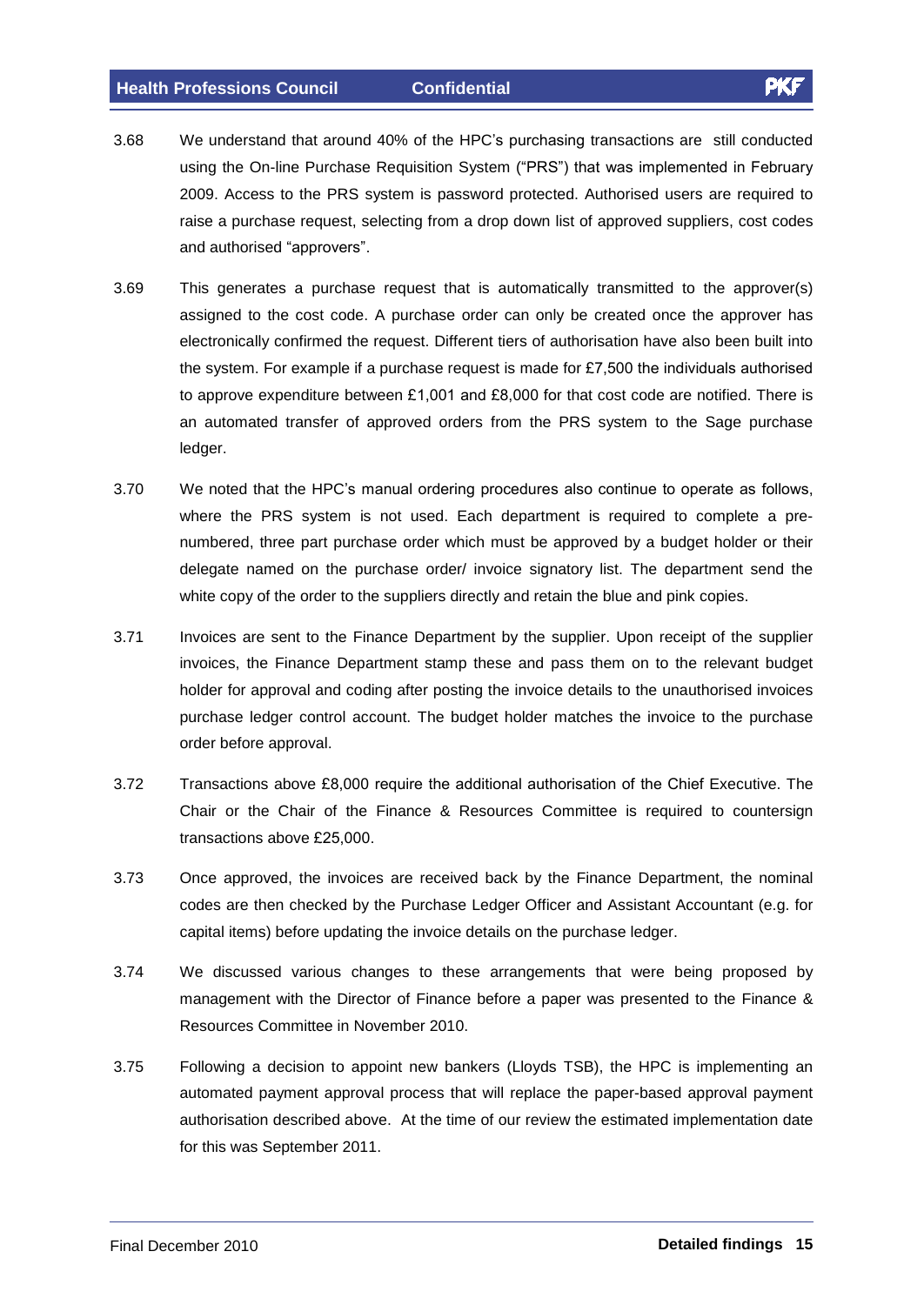3.68 We understand that around 40% of the HPC's purchasing transactions are still conducted using the On-line Purchase Requisition System ("PRS") that was implemented in February 2009. Access to the PRS system is password protected. Authorised users are required to raise a purchase request, selecting from a drop down list of approved suppliers, cost codes and authorised "approvers".

3.69 This generates a purchase request that is automatically transmitted to the approver(s) assigned to the cost code. A purchase order can only be created once the approver has electronically confirmed the request. Different tiers of authorisation have also been built into the system. For example if a purchase request is made for £7,500 the individuals authorised to approve expenditure between £1,001 and £8,000 for that cost code are notified. There is an automated transfer of approved orders from the PRS system to the Sage purchase ledger.

3.70 We noted that the HPC's manual ordering procedures also continue to operate as follows, where the PRS system is not used. Each department is required to complete a pre-numbered, three part purchase order which must be approved by a budget holder or their delegate named on the purchase order/ invoice signatory list. The department send the white copy of the order to the suppliers directly and retain the blue and pink copies.

3.71 Invoices are sent to the Finance Department by the supplier. Upon receipt of the supplier invoices, the Finance Department stamp these and pass them on to the relevant budget holder for approval and coding after posting the invoice details to the unauthorised invoices purchase ledger control account. The budget holder matches the invoice to the purchase order before approval.

3.72 Transactions above £8,000 require the additional authorisation of the Chief Executive. The Chair or the Chair of the Finance & Resources Committee is required to countersign transactions above £25,000.

3.73 Once approved, the invoices are received back by the Finance Department, the nominal codes are then checked by the Purchase Ledger Officer and Assistant Accountant (e.g. for capital items) before updating the invoice details on the purchase ledger.

3.74 We discussed various changes to these arrangements that were being proposed by management with the Director of Finance before a paper was presented to the Finance & Resources Committee in November 2010.

3.75 Following a decision to appoint new bankers (Lloyds TSB), the HPC is implementing an automated payment approval process that will replace the paper-based approval payment authorisation described above. At the time of our review the estimated implementation date for this was September 2011.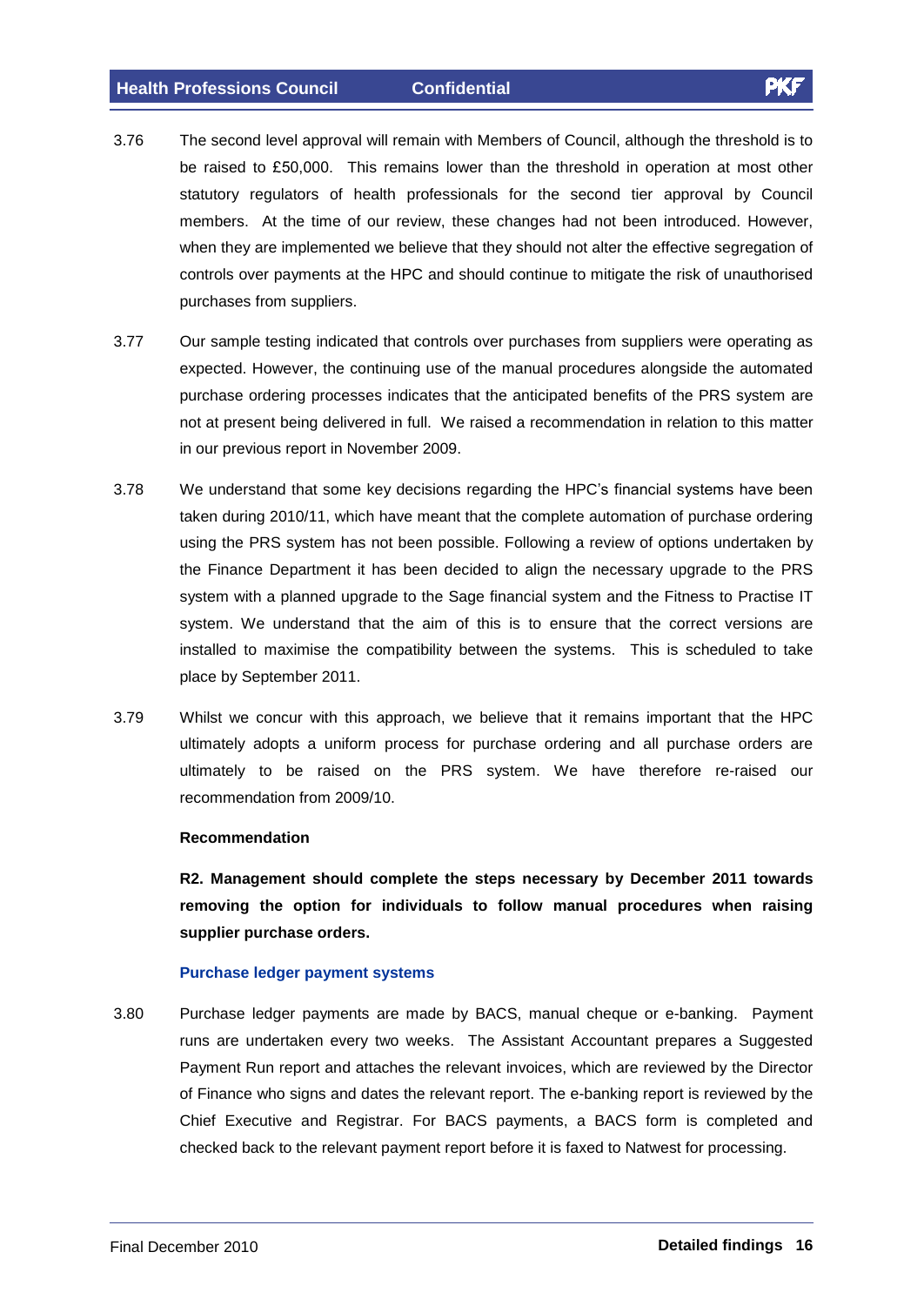3.76 The second level approval will remain with Members of Council, although the threshold is to be raised to £50,000. This remains lower than the threshold in operation at most other statutory regulators of health professionals for the second tier approval by Council members. At the time of our review, these changes had not been introduced. However, when they are implemented we believe that they should not alter the effective segregation of controls over payments at the HPC and should continue to mitigate the risk of unauthorised purchases from suppliers.

3.77 Our sample testing indicated that controls over purchases from suppliers were operating as expected. However, the continuing use of the manual procedures alongside the automated purchase ordering processes indicates that the anticipated benefits of the PRS system are not at present being delivered in full. We raised a recommendation in relation to this matter in our previous report in November 2009.

3.78 We understand that some key decisions regarding the HPC's financial systems have been taken during 2010/11, which have meant that the complete automation of purchase ordering using the PRS system has not been possible. Following a review of options undertaken by the Finance Department it has been decided to align the necessary upgrade to the PRS system with a planned upgrade to the Sage financial system and the Fitness to Practise IT system. We understand that the aim of this is to ensure that the correct versions are installed to maximise the compatibility between the systems. This is scheduled to take place by September 2011.

3.79 Whilst we concur with this approach, we believe that it remains important that the HPC ultimately adopts a uniform process for purchase ordering and all purchase orders are ultimately to be raised on the PRS system. We have therefore re-raised our recommendation from 2009/10.

**Recommendation**

**R2. Management should complete the steps necessary by December 2011 towards removing the option for individuals to follow manual procedures when raising supplier purchase orders.**

### Purchase ledger payment systems

3.80 Purchase ledger payments are made by BACS, manual cheque or e-banking. Payment runs are undertaken every two weeks. The Assistant Accountant prepares a Suggested Payment Run report and attaches the relevant invoices, which are reviewed by the Director of Finance who signs and dates the relevant report. The e-banking report is reviewed by the Chief Executive and Registrar. For BACS payments, a BACS form is completed and checked back to the relevant payment report before it is faxed to Natwest for processing.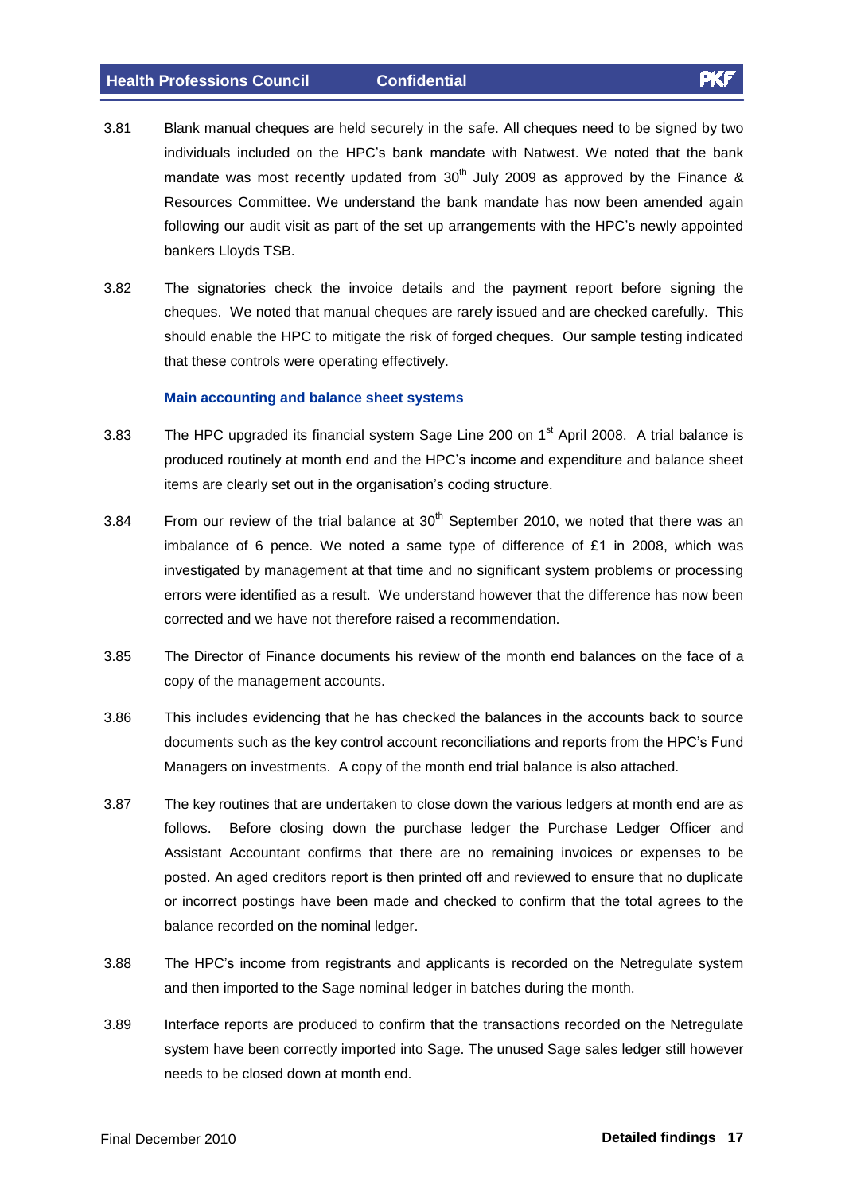3.81 Blank manual cheques are held securely in the safe. All cheques need to be signed by two individuals included on the HPC's bank mandate with Natwest. We noted that the bank mandate was most recently updated from 30th July 2009 as approved by the Finance & Resources Committee. We understand the bank mandate has now been amended again following our audit visit as part of the set up arrangements with the HPC's newly appointed bankers Lloyds TSB.

3.82 The signatories check the invoice details and the payment report before signing the cheques. We noted that manual cheques are rarely issued and are checked carefully. This should enable the HPC to mitigate the risk of forged cheques. Our sample testing indicated that these controls were operating effectively.

### Main accounting and balance sheet systems

3.83 The HPC upgraded its financial system Sage Line 200 on 1st April 2008. A trial balance is produced routinely at month end and the HPC's income and expenditure and balance sheet items are clearly set out in the organisation's coding structure.

3.84 From our review of the trial balance at 30th September 2010, we noted that there was an imbalance of 6 pence. We noted a same type of difference of £1 in 2008, which was investigated by management at that time and no significant system problems or processing errors were identified as a result. We understand however that the difference has now been corrected and we have not therefore raised a recommendation.

3.85 The Director of Finance documents his review of the month end balances on the face of a copy of the management accounts.

3.86 This includes evidencing that he has checked the balances in the accounts back to source documents such as the key control account reconciliations and reports from the HPC's Fund Managers on investments. A copy of the month end trial balance is also attached.

3.87 The key routines that are undertaken to close down the various ledgers at month end are as follows. Before closing down the purchase ledger the Purchase Ledger Officer and Assistant Accountant confirms that there are no remaining invoices or expenses to be posted. An aged creditors report is then printed off and reviewed to ensure that no duplicate or incorrect postings have been made and checked to confirm that the total agrees to the balance recorded on the nominal ledger.

3.88 The HPC's income from registrants and applicants is recorded on the Netregulate system and then imported to the Sage nominal ledger in batches during the month.

3.89 Interface reports are produced to confirm that the transactions recorded on the Netregulate system have been correctly imported into Sage. The unused Sage sales ledger still however needs to be closed down at month end.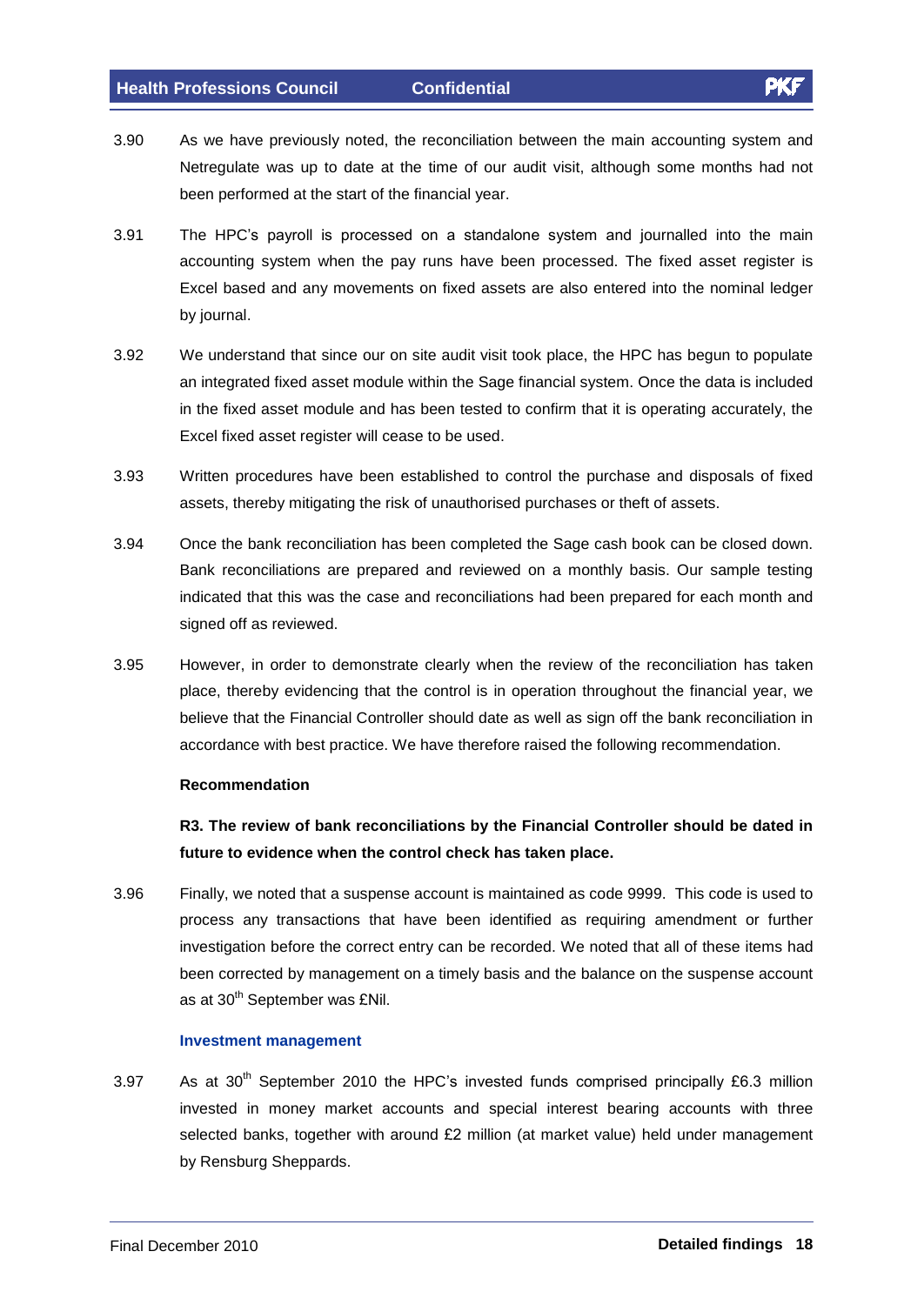3.90 As we have previously noted, the reconciliation between the main accounting system and Netregulate was up to date at the time of our audit visit, although some months had not been performed at the start of the financial year.

3.91 The HPC's payroll is processed on a standalone system and journalled into the main accounting system when the pay runs have been processed. The fixed asset register is Excel based and any movements on fixed assets are also entered into the nominal ledger by journal.

3.92 We understand that since our on site audit visit took place, the HPC has begun to populate an integrated fixed asset module within the Sage financial system. Once the data is included in the fixed asset module and has been tested to confirm that it is operating accurately, the Excel fixed asset register will cease to be used.

3.93 Written procedures have been established to control the purchase and disposals of fixed assets, thereby mitigating the risk of unauthorised purchases or theft of assets.

3.94 Once the bank reconciliation has been completed the Sage cash book can be closed down. Bank reconciliations are prepared and reviewed on a monthly basis. Our sample testing indicated that this was the case and reconciliations had been prepared for each month and signed off as reviewed.

3.95 However, in order to demonstrate clearly when the review of the reconciliation has taken place, thereby evidencing that the control is in operation throughout the financial year, we believe that the Financial Controller should date as well as sign off the bank reconciliation in accordance with best practice. We have therefore raised the following recommendation.

**Recommendation**

**R3. The review of bank reconciliations by the Financial Controller should be dated in future to evidence when the control check has taken place.**

3.96 Finally, we noted that a suspense account is maintained as code 9999. This code is used to process any transactions that have been identified as requiring amendment or further investigation before the correct entry can be recorded. We noted that all of these items had been corrected by management on a timely basis and the balance on the suspense account as at 30th September was £Nil.

### Investment management

3.97 As at 30th September 2010 the HPC's invested funds comprised principally £6.3 million invested in money market accounts and special interest bearing accounts with three selected banks, together with around £2 million (at market value) held under management by Rensburg Sheppards.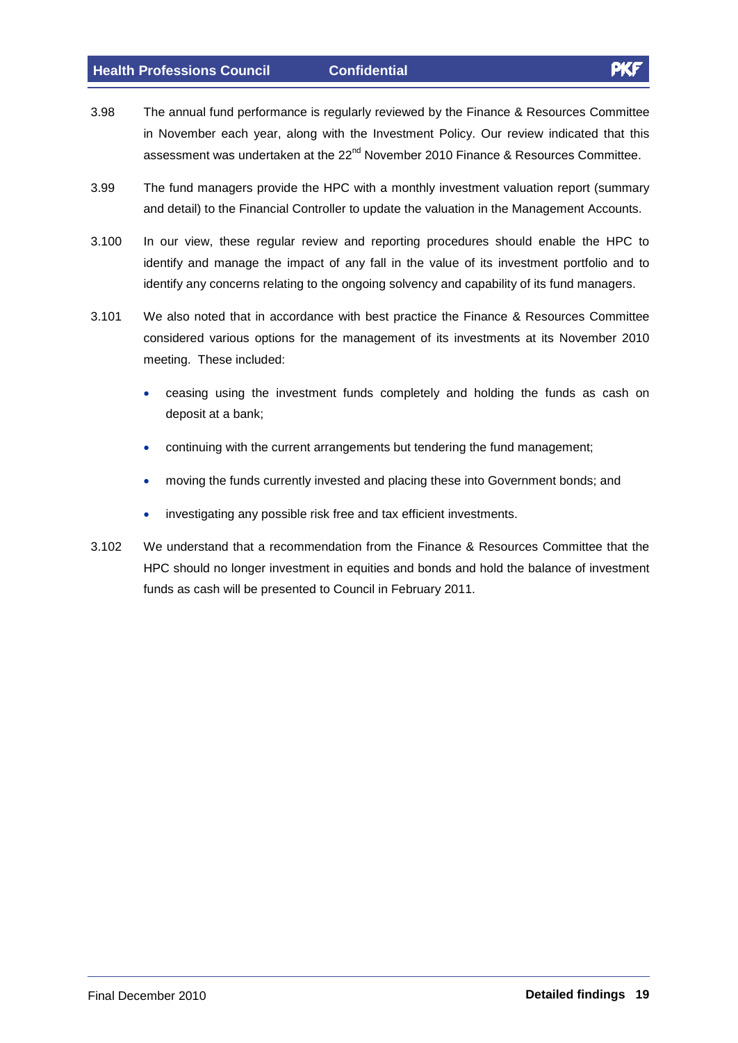3.98 The annual fund performance is regularly reviewed by the Finance & Resources Committee in November each year, along with the Investment Policy. Our review indicated that this assessment was undertaken at the 22nd November 2010 Finance & Resources Committee.

3.99 The fund managers provide the HPC with a monthly investment valuation report (summary and detail) to the Financial Controller to update the valuation in the Management Accounts.

3.100 In our view, these regular review and reporting procedures should enable the HPC to identify and manage the impact of any fall in the value of its investment portfolio and to identify any concerns relating to the ongoing solvency and capability of its fund managers.

3.101 We also noted that in accordance with best practice the Finance & Resources Committee considered various options for the management of its investments at its November 2010 meeting. These included:

- ceasing using the investment funds completely and holding the funds as cash on deposit at a bank;
- continuing with the current arrangements but tendering the fund management;
- moving the funds currently invested and placing these into Government bonds; and
- investigating any possible risk free and tax efficient investments.

3.102 We understand that a recommendation from the Finance & Resources Committee that the HPC should no longer investment in equities and bonds and hold the balance of investment funds as cash will be presented to Council in February 2011.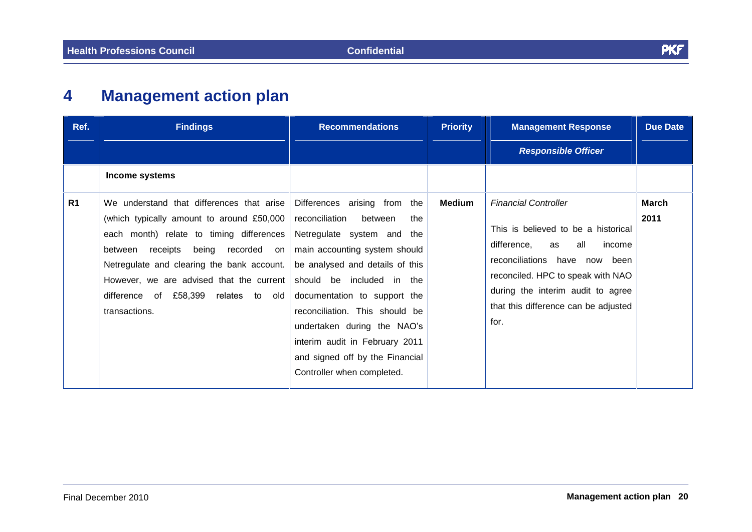# 4 Management action plan

| Ref. | Findings | Recommendations | Priority | Management Response<br>*Responsible Officer* | Due Date |
|---|---|---|---|---|---|
| | **Income systems** | | | | |
| **R1** | We understand that differences that arise (which typically amount to around £50,000 each month) relate to timing differences between receipts being recorded on Netregulate and clearing the bank account. However, we are advised that the current difference of £58,399 relates to old transactions. | Differences arising from the reconciliation between the Netregulate system and the main accounting system should be analysed and details of this should be included in the documentation to support the reconciliation. This should be undertaken during the NAO's interim audit in February 2011 and signed off by the Financial Controller when completed. | **Medium** | *Financial Controller*<br><br>This is believed to be a historical difference, as all income reconciliations have now been reconciled. HPC to speak with NAO during the interim audit to agree that this difference can be adjusted for. | **March 2011** |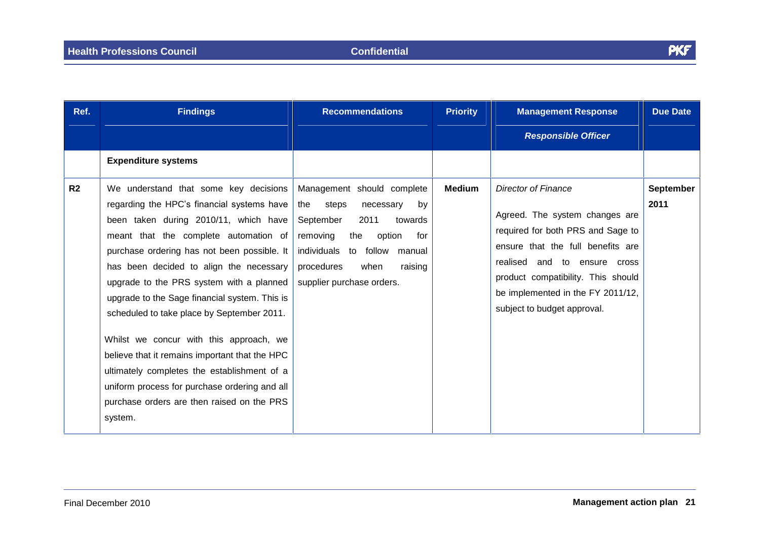| Ref. | Findings | Recommendations | Priority | Management Response<br>*Responsible Officer* | Due Date |
|---|---|---|---|---|---|
| | **Expenditure systems** | | | | |
| **R2** | We understand that some key decisions regarding the HPC's financial systems have been taken during 2010/11, which have meant that the complete automation of purchase ordering has not been possible. It has been decided to align the necessary upgrade to the PRS system with a planned upgrade to the Sage financial system. This is scheduled to take place by September 2011.<br><br>Whilst we concur with this approach, we believe that it remains important that the HPC ultimately completes the establishment of a uniform process for purchase ordering and all purchase orders are then raised on the PRS system. | Management should complete the steps necessary by September 2011 towards removing the option for individuals to follow manual procedures when raising supplier purchase orders. | **Medium** | *Director of Finance*<br><br>Agreed. The system changes are required for both PRS and Sage to ensure that the full benefits are realised and to ensure cross product compatibility. This should be implemented in the FY 2011/12, subject to budget approval. | **September 2011** |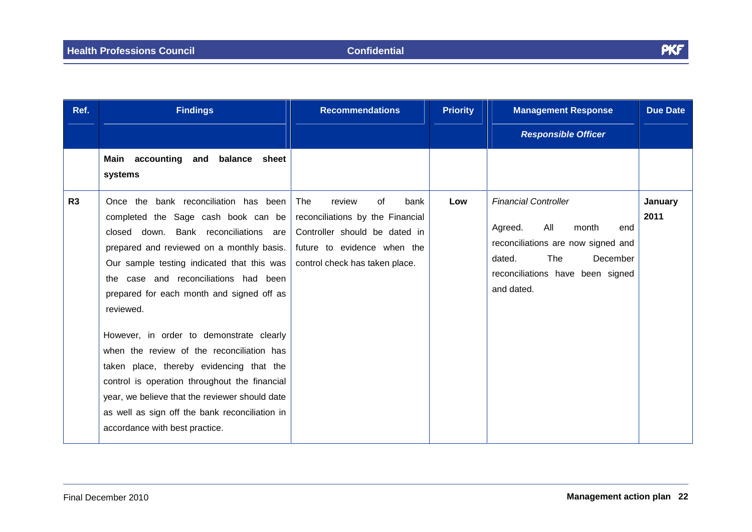| Ref. | Findings | Recommendations | Priority | Management Response<br>*Responsible Officer* | Due Date |
|---|---|---|---|---|---|
| | **Main accounting and balance sheet systems** | | | | |
| **R3** | Once the bank reconciliation has been completed the Sage cash book can be closed down. Bank reconciliations are prepared and reviewed on a monthly basis. Our sample testing indicated that this was the case and reconciliations had been prepared for each month and signed off as reviewed.<br><br>However, in order to demonstrate clearly when the review of the reconciliation has taken place, thereby evidencing that the control is operation throughout the financial year, we believe that the reviewer should date as well as sign off the bank reconciliation in accordance with best practice. | The review of bank reconciliations by the Financial Controller should be dated in future to evidence when the control check has taken place. | **Low** | *Financial Controller*<br><br>Agreed. All month end reconciliations are now signed and dated. The December reconciliations have been signed and dated. | **January 2011** |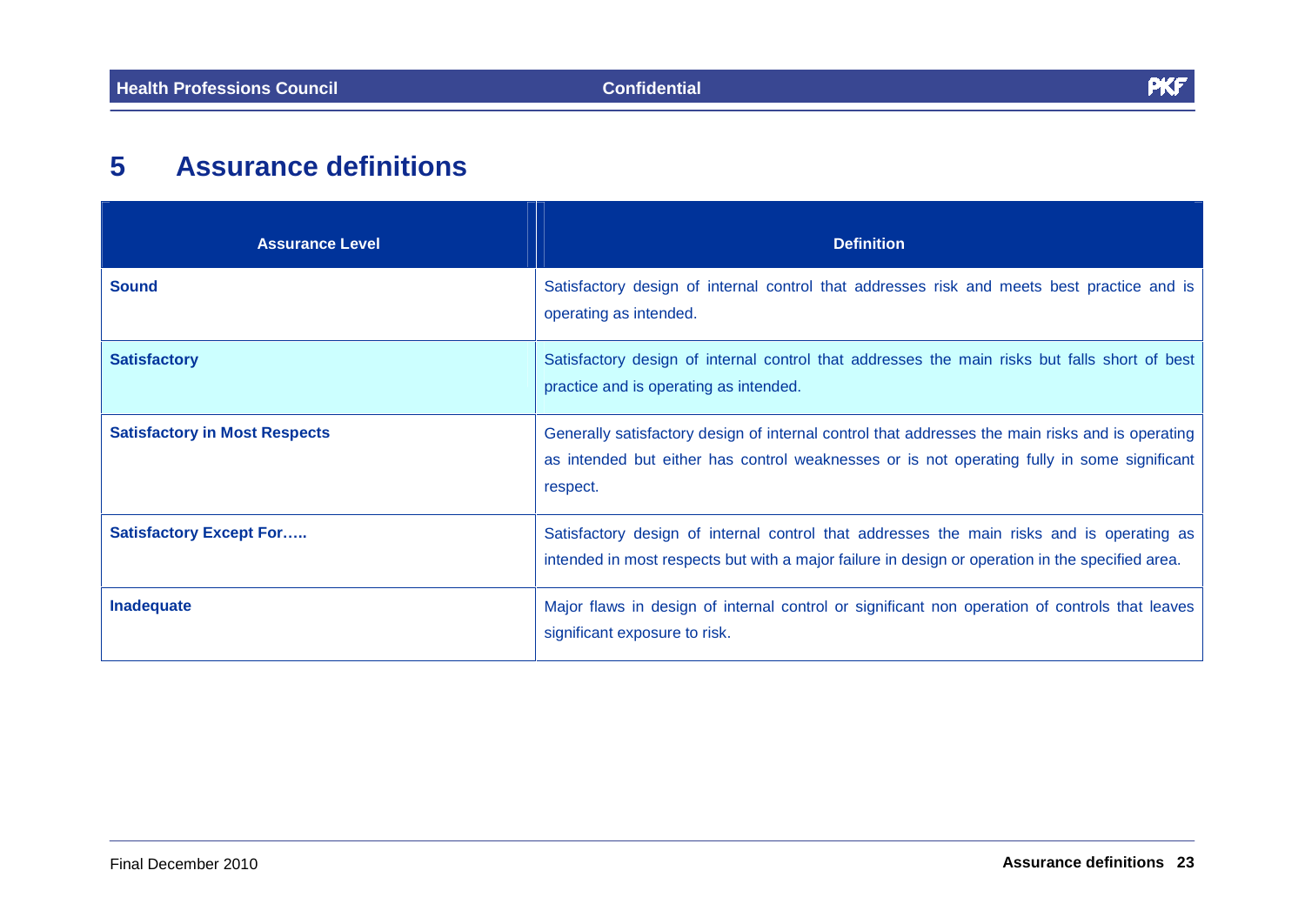# 5 Assurance definitions

| Assurance Level | Definition |
|---|---|
| **Sound** | Satisfactory design of internal control that addresses risk and meets best practice and is operating as intended. |
| **Satisfactory** | Satisfactory design of internal control that addresses the main risks but falls short of best practice and is operating as intended. |
| **Satisfactory in Most Respects** | Generally satisfactory design of internal control that addresses the main risks and is operating as intended but either has control weaknesses or is not operating fully in some significant respect. |
| **Satisfactory Except For…..** | Satisfactory design of internal control that addresses the main risks and is operating as intended in most respects but with a major failure in design or operation in the specified area. |
| **Inadequate** | Major flaws in design of internal control or significant non operation of controls that leaves significant exposure to risk. |